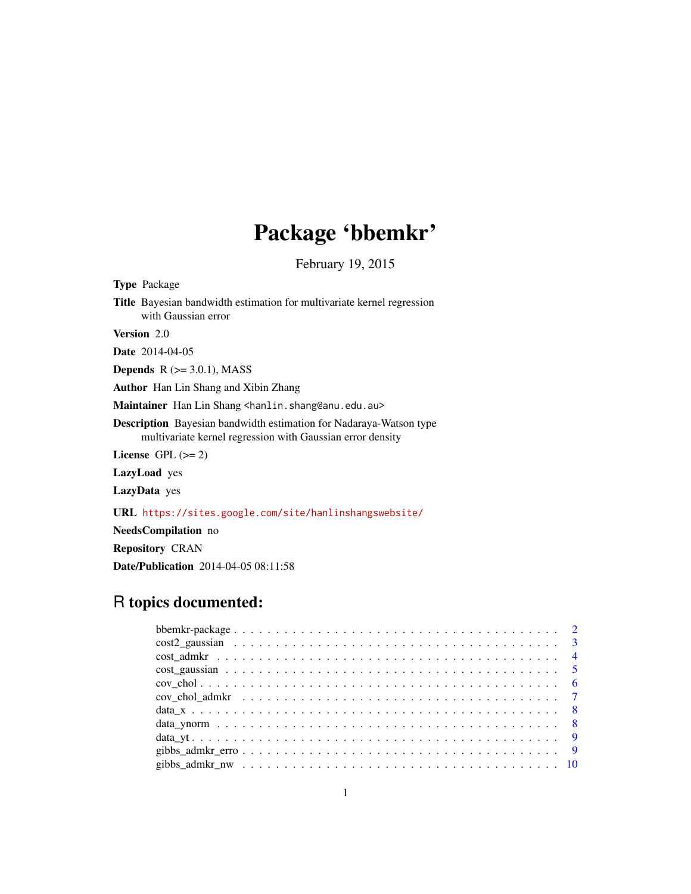# Package 'bbemkr'

February 19, 2015

**Type** Package

**Title** Bayesian bandwidth estimation for multivariate kernel regression with Gaussian error

**Version** 2.0

**Date** 2014-04-05

**Depends** R (>= 3.0.1), MASS

**Author** Han Lin Shang and Xibin Zhang

**Maintainer** Han Lin Shang <hanlin.shang@anu.edu.au>

**Description** Bayesian bandwidth estimation for Nadaraya-Watson type multivariate kernel regression with Gaussian error density

**License** GPL (>= 2)

**LazyLoad** yes

**LazyData** yes

**URL** https://sites.google.com/site/hanlinshangswebsite/

**NeedsCompilation** no

**Repository** CRAN

**Date/Publication** 2014-04-05 08:11:58

## R topics documented:

| | |
|---|---|
| bbemkr-package | 2 |
| cost2_gaussian | 3 |
| cost_admkr | 4 |
| cost_gaussian | 5 |
| cov_chol | 6 |
| cov_chol_admkr | 7 |
| data_x | 8 |
| data_ynorm | 8 |
| data_yt | 9 |
| gibbs_admkr_erro | 9 |
| gibbs_admkr_nw | 10 |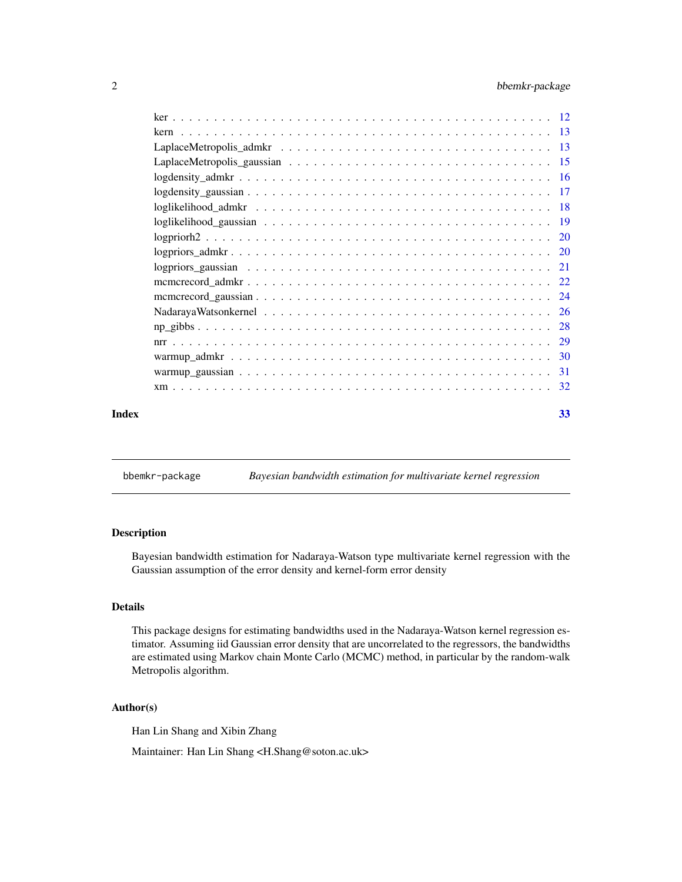ker . . . . . . . . . . . . . . . . . . . . . . . . . . . . . . . . . . . . . . . . . . . 12
kern . . . . . . . . . . . . . . . . . . . . . . . . . . . . . . . . . . . . . . . . . . . 13
LaplaceMetropolis_admkr . . . . . . . . . . . . . . . . . . . . . . . . . . . . . . . . 13
LaplaceMetropolis_gaussian . . . . . . . . . . . . . . . . . . . . . . . . . . . . . . . 15
logdensity_admkr . . . . . . . . . . . . . . . . . . . . . . . . . . . . . . . . . . . . 16
logdensity_gaussian . . . . . . . . . . . . . . . . . . . . . . . . . . . . . . . . . . . 17
loglikelihood_admkr . . . . . . . . . . . . . . . . . . . . . . . . . . . . . . . . . . 18
loglikelihood_gaussian . . . . . . . . . . . . . . . . . . . . . . . . . . . . . . . . . 19
logpriorh2 . . . . . . . . . . . . . . . . . . . . . . . . . . . . . . . . . . . . . . . . 20
logpriors_admkr . . . . . . . . . . . . . . . . . . . . . . . . . . . . . . . . . . . . . 20
logpriors_gaussian . . . . . . . . . . . . . . . . . . . . . . . . . . . . . . . . . . . 21
mcmcrecord_admkr . . . . . . . . . . . . . . . . . . . . . . . . . . . . . . . . . . . . 22
mcmcrecord_gaussian . . . . . . . . . . . . . . . . . . . . . . . . . . . . . . . . . . . 24
NadarayaWatsonkernel . . . . . . . . . . . . . . . . . . . . . . . . . . . . . . . . . . 26
np_gibbs . . . . . . . . . . . . . . . . . . . . . . . . . . . . . . . . . . . . . . . . . 28
nrr . . . . . . . . . . . . . . . . . . . . . . . . . . . . . . . . . . . . . . . . . . . . 29
warmup_admkr . . . . . . . . . . . . . . . . . . . . . . . . . . . . . . . . . . . . . . 30
warmup_gaussian . . . . . . . . . . . . . . . . . . . . . . . . . . . . . . . . . . . . . 31
xm . . . . . . . . . . . . . . . . . . . . . . . . . . . . . . . . . . . . . . . . . . . . 32

**Index** 33

---

bbemkr-package *Bayesian bandwidth estimation for multivariate kernel regression*

---

### Description

Bayesian bandwidth estimation for Nadaraya-Watson type multivariate kernel regression with the Gaussian assumption of the error density and kernel-form error density

### Details

This package designs for estimating bandwidths used in the Nadaraya-Watson kernel regression estimator. Assuming iid Gaussian error density that are uncorrelated to the regressors, the bandwidths are estimated using Markov chain Monte Carlo (MCMC) method, in particular by the random-walk Metropolis algorithm.

### Author(s)

Han Lin Shang and Xibin Zhang

Maintainer: Han Lin Shang <H.Shang@soton.ac.uk>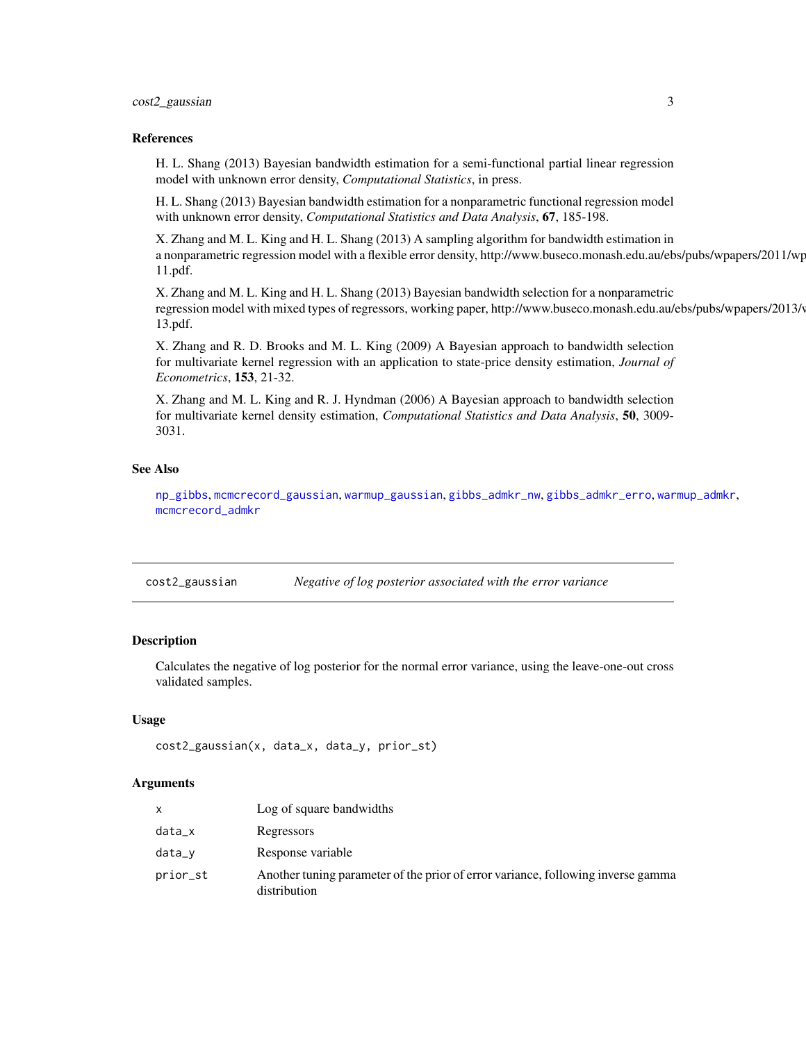### References

H. L. Shang (2013) Bayesian bandwidth estimation for a semi-functional partial linear regression model with unknown error density, *Computational Statistics*, in press.

H. L. Shang (2013) Bayesian bandwidth estimation for a nonparametric functional regression model with unknown error density, *Computational Statistics and Data Analysis*, **67**, 185-198.

X. Zhang and M. L. King and H. L. Shang (2013) A sampling algorithm for bandwidth estimation in a nonparametric regression model with a flexible error density, http://www.buseco.monash.edu.au/ebs/pubs/wpapers/2011/wp 11.pdf.

X. Zhang and M. L. King and H. L. Shang (2013) Bayesian bandwidth selection for a nonparametric regression model with mixed types of regressors, working paper, http://www.buseco.monash.edu.au/ebs/pubs/wpapers/2013/v 13.pdf.

X. Zhang and R. D. Brooks and M. L. King (2009) A Bayesian approach to bandwidth selection for multivariate kernel regression with an application to state-price density estimation, *Journal of Econometrics*, **153**, 21-32.

X. Zhang and M. L. King and R. J. Hyndman (2006) A Bayesian approach to bandwidth selection for multivariate kernel density estimation, *Computational Statistics and Data Analysis*, **50**, 3009-3031.

### See Also

np_gibbs, mcmcrecord_gaussian, warmup_gaussian, gibbs_admkr_nw, gibbs_admkr_erro, warmup_admkr, mcmcrecord_admkr

---

## cost2_gaussian — *Negative of log posterior associated with the error variance*

### Description

Calculates the negative of log posterior for the normal error variance, using the leave-one-out cross validated samples.

### Usage

```
cost2_gaussian(x, data_x, data_y, prior_st)
```

### Arguments

| | |
|---|---|
| x | Log of square bandwidths |
| data_x | Regressors |
| data_y | Response variable |
| prior_st | Another tuning parameter of the prior of error variance, following inverse gamma distribution |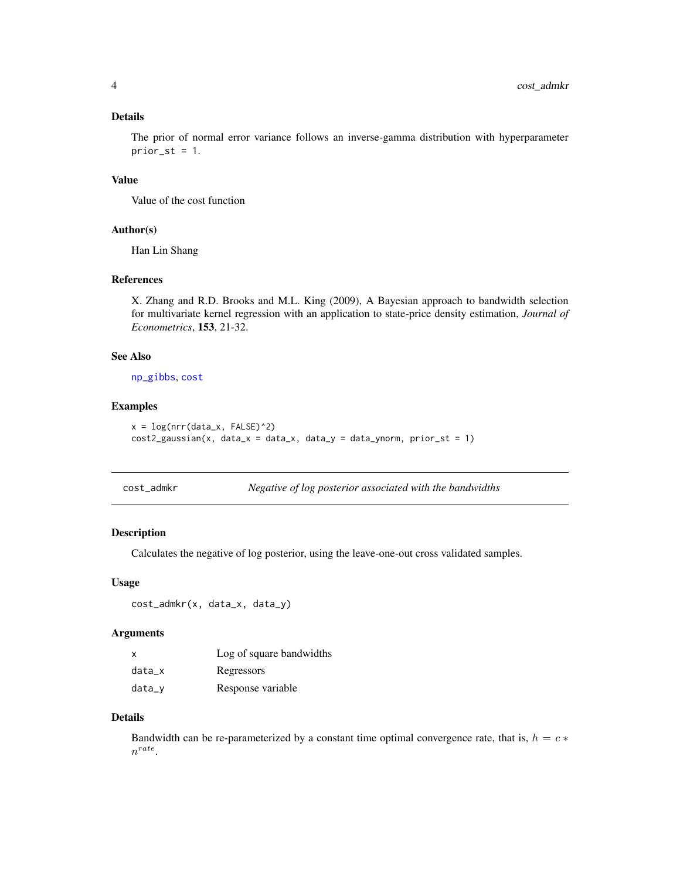### Details

The prior of normal error variance follows an inverse-gamma distribution with hyperparameter `prior_st = 1`.

### Value

Value of the cost function

### Author(s)

Han Lin Shang

### References

X. Zhang and R.D. Brooks and M.L. King (2009), A Bayesian approach to bandwidth selection for multivariate kernel regression with an application to state-price density estimation, *Journal of Econometrics*, **153**, 21-32.

### See Also

`np_gibbs`, `cost`

### Examples

```
x = log(nrr(data_x, FALSE)^2)
cost2_gaussian(x, data_x = data_x, data_y = data_ynorm, prior_st = 1)
```

---

## cost_admkr — *Negative of log posterior associated with the bandwidths*

---

### Description

Calculates the negative of log posterior, using the leave-one-out cross validated samples.

### Usage

```
cost_admkr(x, data_x, data_y)
```

### Arguments

| | |
|---|---|
| `x` | Log of square bandwidths |
| `data_x` | Regressors |
| `data_y` | Response variable |

### Details

Bandwidth can be re-parameterized by a constant time optimal convergence rate, that is, $h = c * n^{rate}$.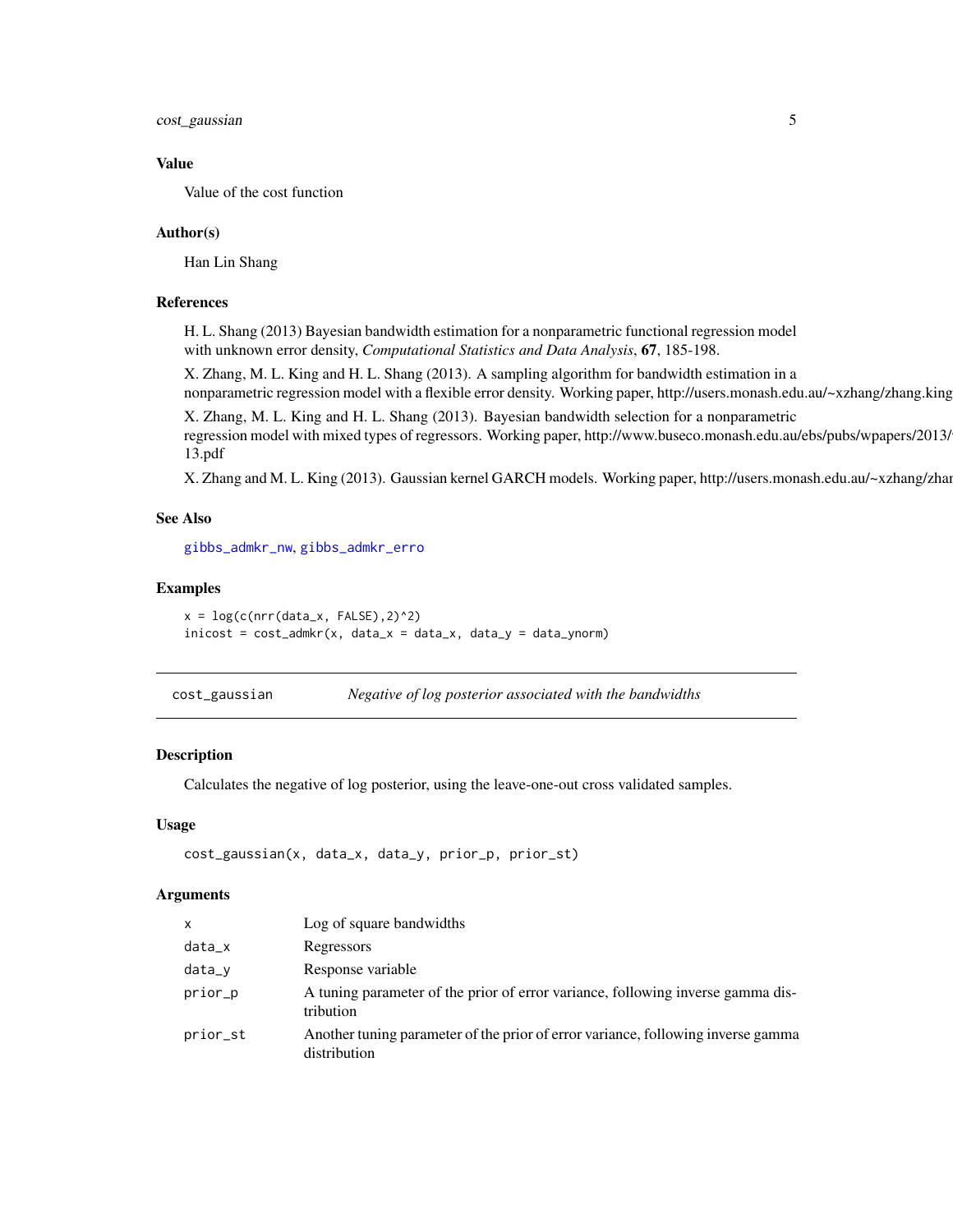### Value

Value of the cost function

### Author(s)

Han Lin Shang

### References

H. L. Shang (2013) Bayesian bandwidth estimation for a nonparametric functional regression model with unknown error density, *Computational Statistics and Data Analysis*, **67**, 185-198.

X. Zhang, M. L. King and H. L. Shang (2013). A sampling algorithm for bandwidth estimation in a nonparametric regression model with a flexible error density. Working paper, http://users.monash.edu.au/~xzhang/zhang.king

X. Zhang, M. L. King and H. L. Shang (2013). Bayesian bandwidth selection for a nonparametric regression model with mixed types of regressors. Working paper, http://www.buseco.monash.edu.au/ebs/pubs/wpapers/2013/13.pdf

X. Zhang and M. L. King (2013). Gaussian kernel GARCH models. Working paper, http://users.monash.edu.au/~xzhang/zhan

### See Also

gibbs_admkr_nw, gibbs_admkr_erro

### Examples

```
x = log(c(nrr(data_x, FALSE),2)^2)
inicost = cost_admkr(x, data_x = data_x, data_y = data_ynorm)
```

---

## cost_gaussian    *Negative of log posterior associated with the bandwidths*

### Description

Calculates the negative of log posterior, using the leave-one-out cross validated samples.

### Usage

```
cost_gaussian(x, data_x, data_y, prior_p, prior_st)
```

### Arguments

| | |
|---|---|
| x | Log of square bandwidths |
| data_x | Regressors |
| data_y | Response variable |
| prior_p | A tuning parameter of the prior of error variance, following inverse gamma distribution |
| prior_st | Another tuning parameter of the prior of error variance, following inverse gamma distribution |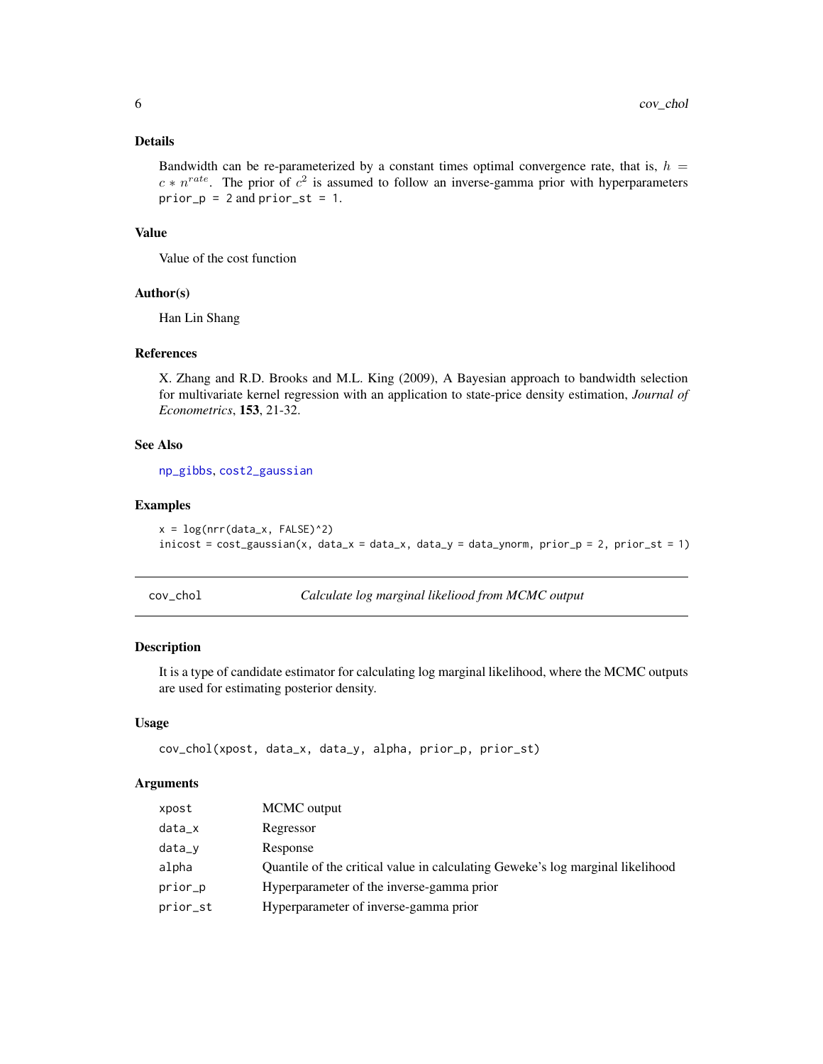### Details

Bandwidth can be re-parameterized by a constant times optimal convergence rate, that is, $h = c * n^{rate}$. The prior of $c^2$ is assumed to follow an inverse-gamma prior with hyperparameters `prior_p = 2` and `prior_st = 1`.

### Value

Value of the cost function

### Author(s)

Han Lin Shang

### References

X. Zhang and R.D. Brooks and M.L. King (2009), A Bayesian approach to bandwidth selection for multivariate kernel regression with an application to state-price density estimation, *Journal of Econometrics*, **153**, 21-32.

### See Also

np_gibbs, cost2_gaussian

### Examples

```
x = log(nrr(data_x, FALSE)^2)
inicost = cost_gaussian(x, data_x = data_x, data_y = data_ynorm, prior_p = 2, prior_st = 1)
```

---

## cov_chol — *Calculate log marginal likeliood from MCMC output*

### Description

It is a type of candidate estimator for calculating log marginal likelihood, where the MCMC outputs are used for estimating posterior density.

### Usage

```
cov_chol(xpost, data_x, data_y, alpha, prior_p, prior_st)
```

### Arguments

| Argument | Description |
|---|---|
| xpost | MCMC output |
| data_x | Regressor |
| data_y | Response |
| alpha | Quantile of the critical value in calculating Geweke's log marginal likelihood |
| prior_p | Hyperparameter of the inverse-gamma prior |
| prior_st | Hyperparameter of inverse-gamma prior |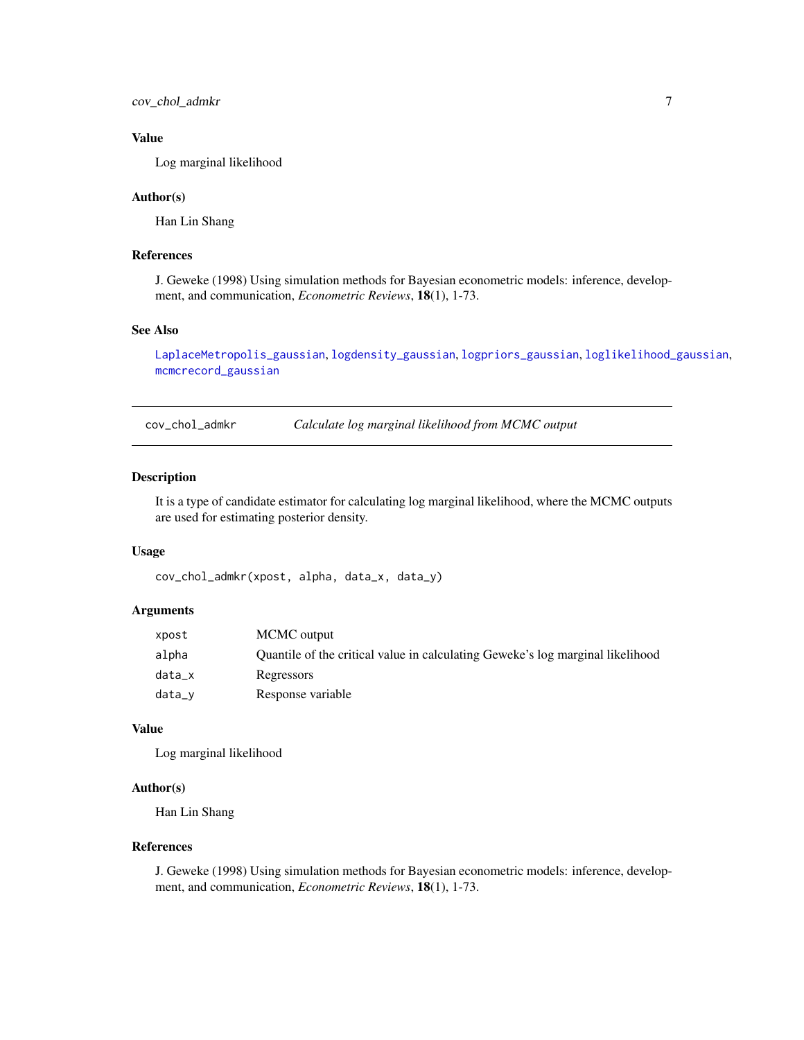## Value

Log marginal likelihood

## Author(s)

Han Lin Shang

## References

J. Geweke (1998) Using simulation methods for Bayesian econometric models: inference, development, and communication, *Econometric Reviews*, **18**(1), 1-73.

## See Also

LaplaceMetropolis_gaussian, logdensity_gaussian, logpriors_gaussian, loglikelihood_gaussian, mcmcrecord_gaussian

---

# cov_chol_admkr — *Calculate log marginal likelihood from MCMC output*

---

## Description

It is a type of candidate estimator for calculating log marginal likelihood, where the MCMC outputs are used for estimating posterior density.

## Usage

```
cov_chol_admkr(xpost, alpha, data_x, data_y)
```

## Arguments

| | |
|---|---|
| xpost | MCMC output |
| alpha | Quantile of the critical value in calculating Geweke's log marginal likelihood |
| data_x | Regressors |
| data_y | Response variable |

## Value

Log marginal likelihood

## Author(s)

Han Lin Shang

## References

J. Geweke (1998) Using simulation methods for Bayesian econometric models: inference, development, and communication, *Econometric Reviews*, **18**(1), 1-73.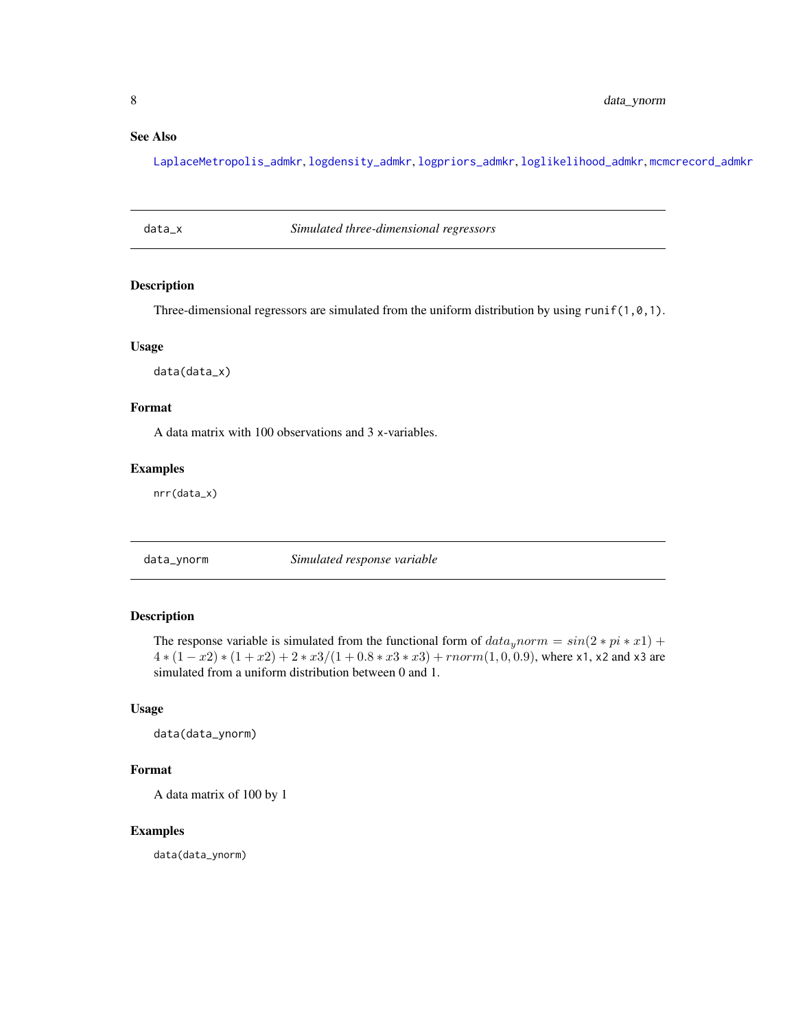## See Also

LaplaceMetropolis_admkr, logdensity_admkr, logpriors_admkr, loglikelihood_admkr, mcmcrecord_admkr

---

# data_x *Simulated three-dimensional regressors*

### Description

Three-dimensional regressors are simulated from the uniform distribution by using `runif(1,0,1)`.

### Usage

```
data(data_x)
```

### Format

A data matrix with 100 observations and 3 x-variables.

### Examples

```
nrr(data_x)
```

---

# data_ynorm *Simulated response variable*

### Description

The response variable is simulated from the functional form of $data_ynorm = sin(2*pi*x1) + 4*(1-x2)*(1+x2) + 2*x3/(1+0.8*x3*x3) + rnorm(1,0,0.9)$, where x1, x2 and x3 are simulated from a uniform distribution between 0 and 1.

### Usage

```
data(data_ynorm)
```

### Format

A data matrix of 100 by 1

### Examples

```
data(data_ynorm)
```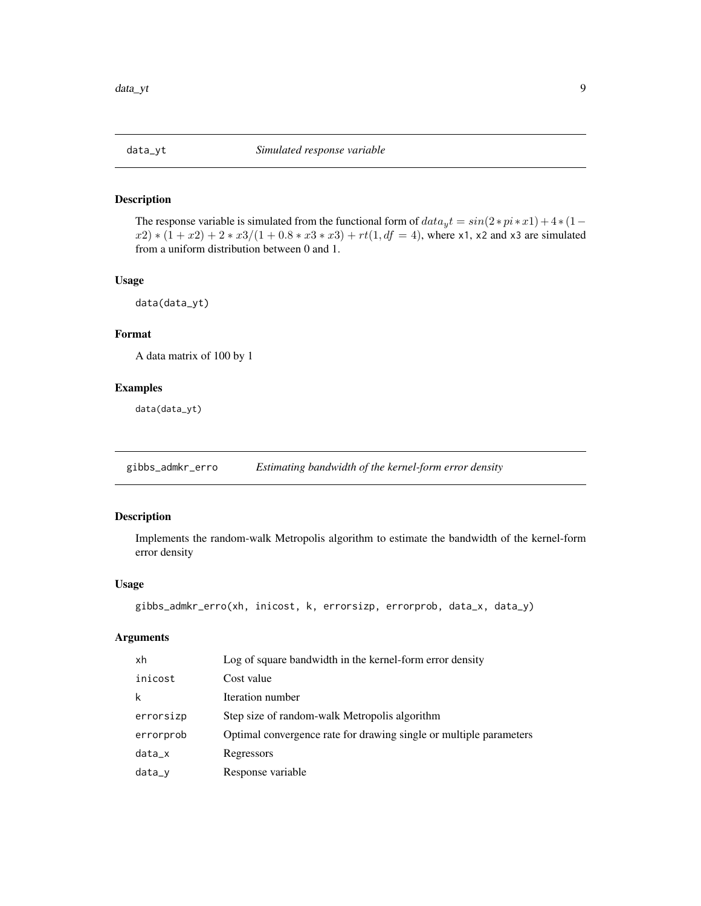## data_yt — *Simulated response variable*

### Description

The response variable is simulated from the functional form of $data_yt = sin(2*pi*x1) + 4*(1-x2)*(1+x2) + 2*x3/(1+0.8*x3*x3) + rt(1, df = 4)$, where x1, x2 and x3 are simulated from a uniform distribution between 0 and 1.

### Usage

```
data(data_yt)
```

### Format

A data matrix of 100 by 1

### Examples

```
data(data_yt)
```

## gibbs_admkr_erro — *Estimating bandwidth of the kernel-form error density*

### Description

Implements the random-walk Metropolis algorithm to estimate the bandwidth of the kernel-form error density

### Usage

```
gibbs_admkr_erro(xh, inicost, k, errorsizp, errorprob, data_x, data_y)
```

### Arguments

| | |
|---|---|
| xh | Log of square bandwidth in the kernel-form error density |
| inicost | Cost value |
| k | Iteration number |
| errorsizp | Step size of random-walk Metropolis algorithm |
| errorprob | Optimal convergence rate for drawing single or multiple parameters |
| data_x | Regressors |
| data_y | Response variable |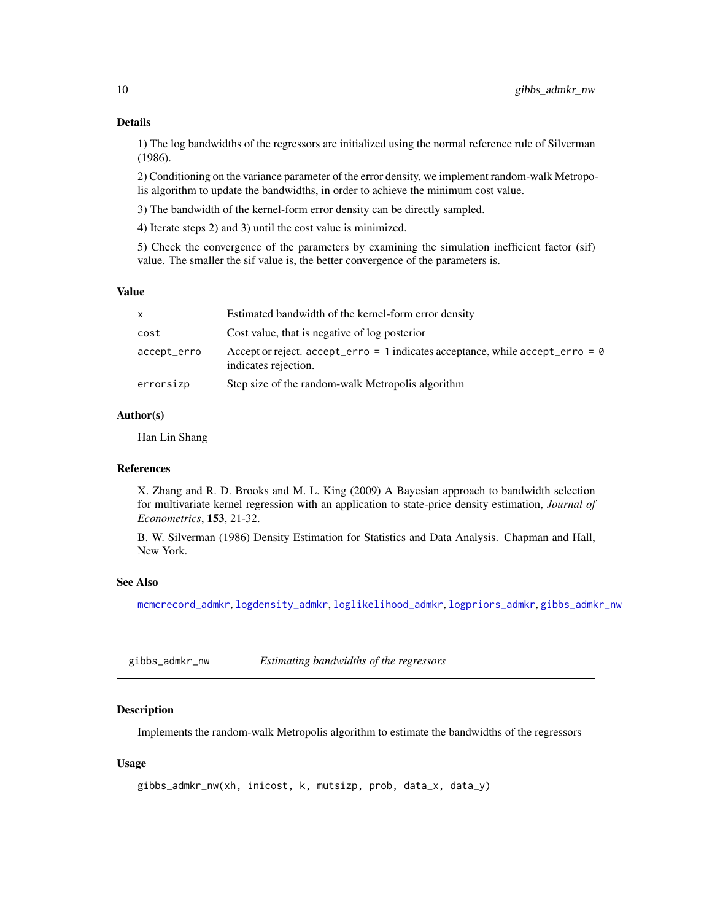### Details

1) The log bandwidths of the regressors are initialized using the normal reference rule of Silverman (1986).

2) Conditioning on the variance parameter of the error density, we implement random-walk Metropolis algorithm to update the bandwidths, in order to achieve the minimum cost value.

3) The bandwidth of the kernel-form error density can be directly sampled.

4) Iterate steps 2) and 3) until the cost value is minimized.

5) Check the convergence of the parameters by examining the simulation inefficient factor (sif) value. The smaller the sif value is, the better convergence of the parameters is.

### Value

| | |
|---|---|
| `x` | Estimated bandwidth of the kernel-form error density |
| `cost` | Cost value, that is negative of log posterior |
| `accept_erro` | Accept or reject. `accept_erro = 1` indicates acceptance, while `accept_erro = 0` indicates rejection. |
| `errorsizp` | Step size of the random-walk Metropolis algorithm |

### Author(s)

Han Lin Shang

### References

X. Zhang and R. D. Brooks and M. L. King (2009) A Bayesian approach to bandwidth selection for multivariate kernel regression with an application to state-price density estimation, *Journal of Econometrics*, **153**, 21-32.

B. W. Silverman (1986) Density Estimation for Statistics and Data Analysis. Chapman and Hall, New York.

### See Also

`mcmcrecord_admkr`, `logdensity_admkr`, `loglikelihood_admkr`, `logpriors_admkr`, `gibbs_admkr_nw`

---

## gibbs_admkr_nw — *Estimating bandwidths of the regressors*

### Description

Implements the random-walk Metropolis algorithm to estimate the bandwidths of the regressors

### Usage

```
gibbs_admkr_nw(xh, inicost, k, mutsizp, prob, data_x, data_y)
```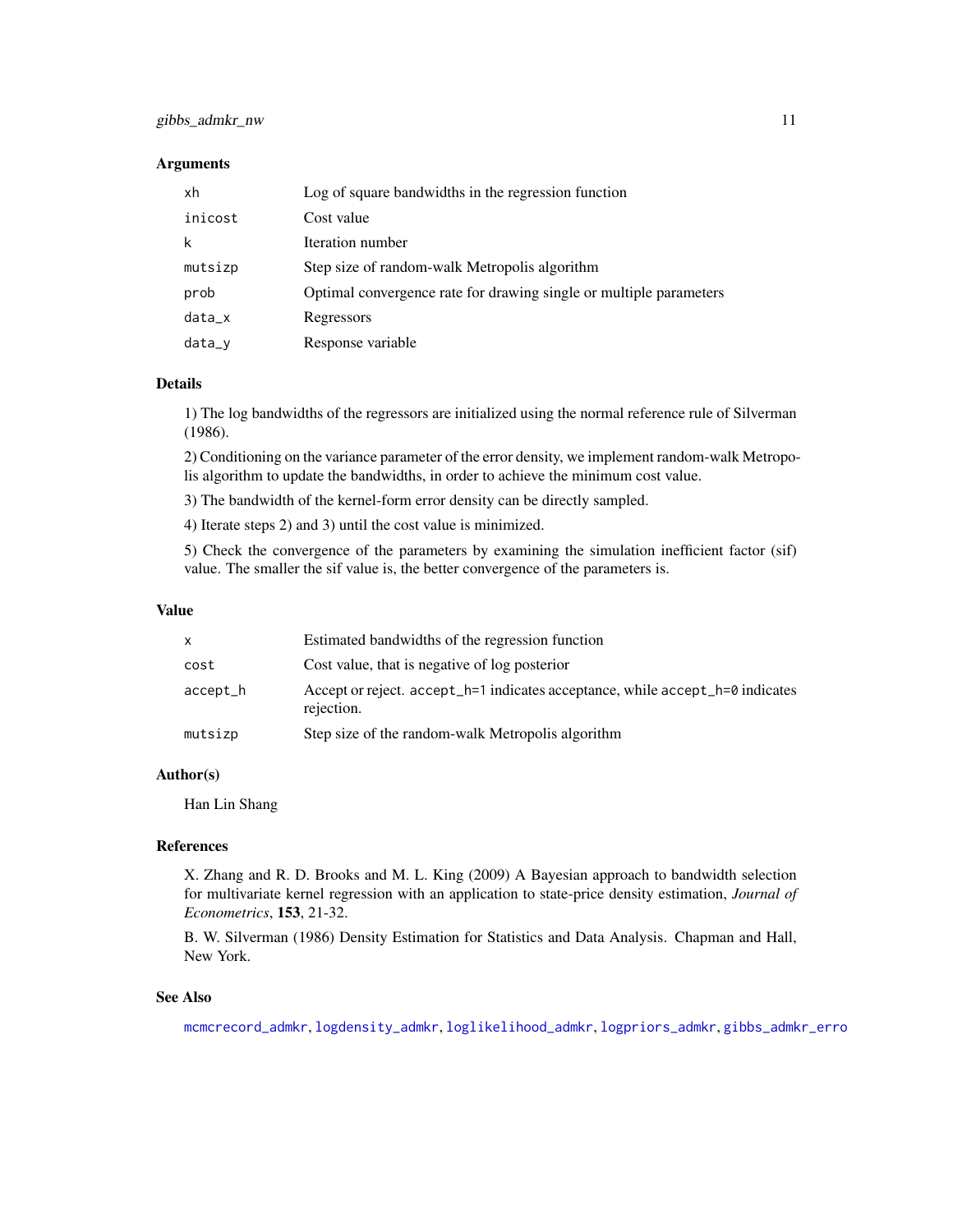### Arguments

| | |
|---|---|
| `xh` | Log of square bandwidths in the regression function |
| `inicost` | Cost value |
| `k` | Iteration number |
| `mutsizp` | Step size of random-walk Metropolis algorithm |
| `prob` | Optimal convergence rate for drawing single or multiple parameters |
| `data_x` | Regressors |
| `data_y` | Response variable |

### Details

1) The log bandwidths of the regressors are initialized using the normal reference rule of Silverman (1986).

2) Conditioning on the variance parameter of the error density, we implement random-walk Metropolis algorithm to update the bandwidths, in order to achieve the minimum cost value.

3) The bandwidth of the kernel-form error density can be directly sampled.

4) Iterate steps 2) and 3) until the cost value is minimized.

5) Check the convergence of the parameters by examining the simulation inefficient factor (sif) value. The smaller the sif value is, the better convergence of the parameters is.

### Value

| | |
|---|---|
| `x` | Estimated bandwidths of the regression function |
| `cost` | Cost value, that is negative of log posterior |
| `accept_h` | Accept or reject. `accept_h=1` indicates acceptance, while `accept_h=0` indicates rejection. |
| `mutsizp` | Step size of the random-walk Metropolis algorithm |

### Author(s)

Han Lin Shang

### References

X. Zhang and R. D. Brooks and M. L. King (2009) A Bayesian approach to bandwidth selection for multivariate kernel regression with an application to state-price density estimation, *Journal of Econometrics*, **153**, 21-32.

B. W. Silverman (1986) Density Estimation for Statistics and Data Analysis. Chapman and Hall, New York.

### See Also

`mcmcrecord_admkr`, `logdensity_admkr`, `loglikelihood_admkr`, `logpriors_admkr`, `gibbs_admkr_erro`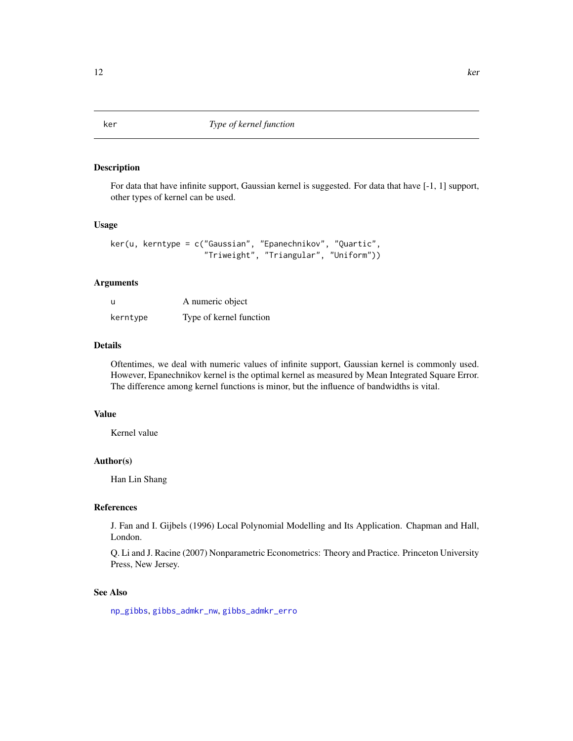# ker — Type of kernel function

## Description

For data that have infinite support, Gaussian kernel is suggested. For data that have [-1, 1] support, other types of kernel can be used.

## Usage

```
ker(u, kerntype = c("Gaussian", "Epanechnikov", "Quartic",
                    "Triweight", "Triangular", "Uniform"))
```

## Arguments

| | |
|---|---|
| u | A numeric object |
| kerntype | Type of kernel function |

## Details

Oftentimes, we deal with numeric values of infinite support, Gaussian kernel is commonly used. However, Epanechnikov kernel is the optimal kernel as measured by Mean Integrated Square Error. The difference among kernel functions is minor, but the influence of bandwidths is vital.

## Value

Kernel value

## Author(s)

Han Lin Shang

## References

J. Fan and I. Gijbels (1996) Local Polynomial Modelling and Its Application. Chapman and Hall, London.

Q. Li and J. Racine (2007) Nonparametric Econometrics: Theory and Practice. Princeton University Press, New Jersey.

## See Also

np_gibbs, gibbs_admkr_nw, gibbs_admkr_erro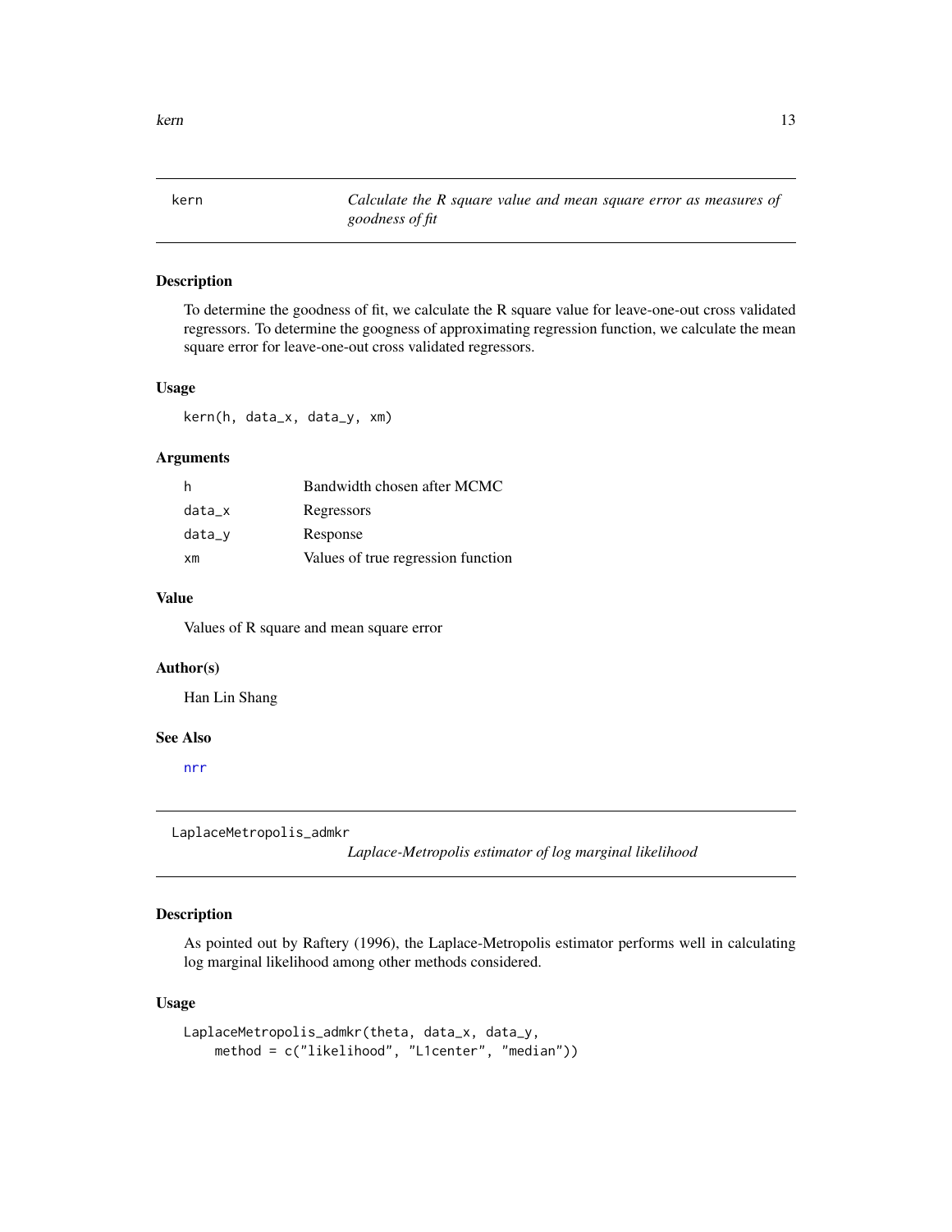## kern — *Calculate the R square value and mean square error as measures of goodness of fit*

### Description

To determine the goodness of fit, we calculate the R square value for leave-one-out cross validated regressors. To determine the googness of approximating regression function, we calculate the mean square error for leave-one-out cross validated regressors.

### Usage

```
kern(h, data_x, data_y, xm)
```

### Arguments

| | |
|---|---|
| h | Bandwidth chosen after MCMC |
| data_x | Regressors |
| data_y | Response |
| xm | Values of true regression function |

### Value

Values of R square and mean square error

### Author(s)

Han Lin Shang

### See Also

nrr

## LaplaceMetropolis_admkr — *Laplace-Metropolis estimator of log marginal likelihood*

### Description

As pointed out by Raftery (1996), the Laplace-Metropolis estimator performs well in calculating log marginal likelihood among other methods considered.

### Usage

```
LaplaceMetropolis_admkr(theta, data_x, data_y,
    method = c("likelihood", "L1center", "median"))
```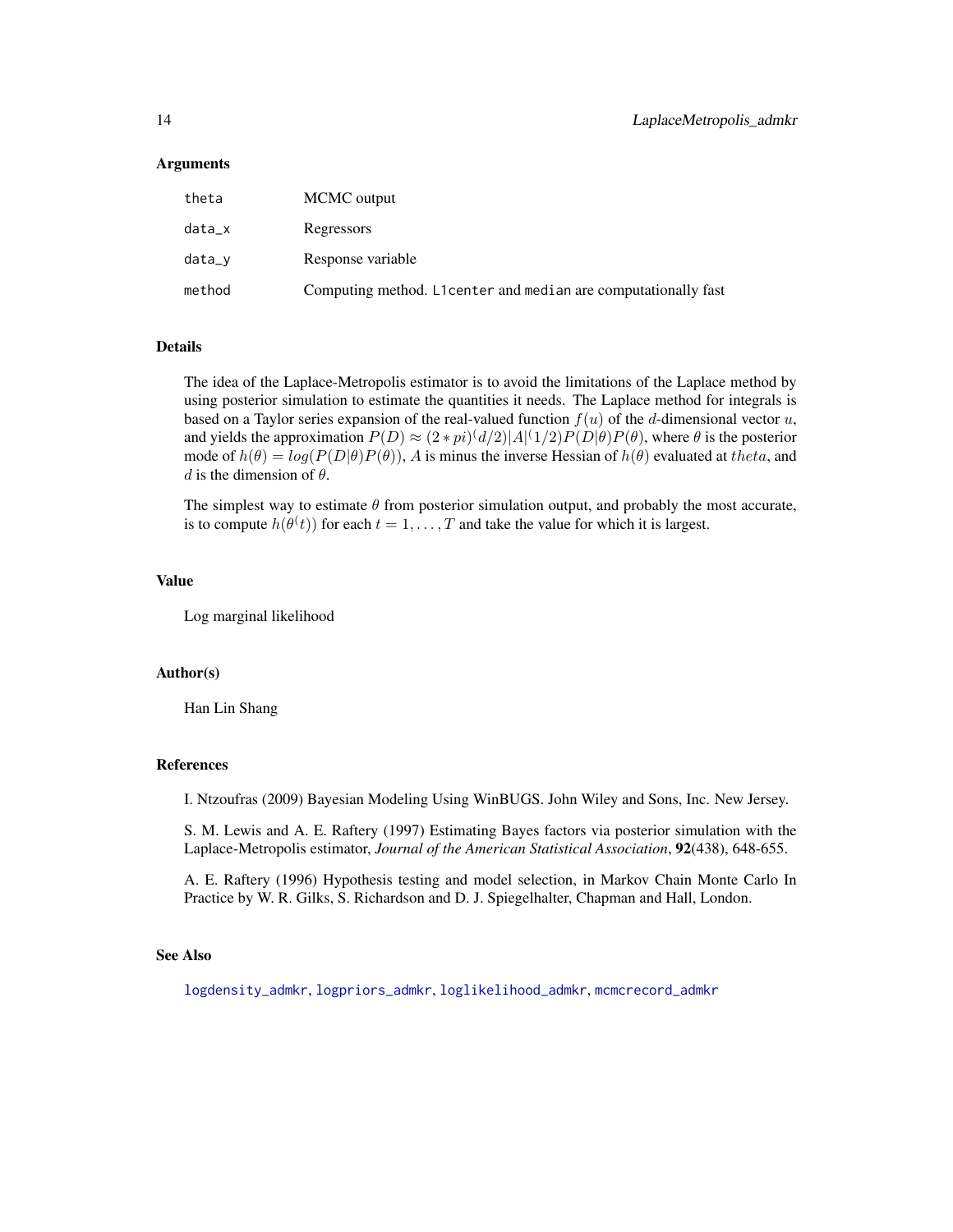### Arguments

| | |
|---|---|
| `theta` | MCMC output |
| `data_x` | Regressors |
| `data_y` | Response variable |
| `method` | Computing method. `L1center` and `median` are computationally fast |

### Details

The idea of the Laplace-Metropolis estimator is to avoid the limitations of the Laplace method by using posterior simulation to estimate the quantities it needs. The Laplace method for integrals is based on a Taylor series expansion of the real-valued function $f(u)$ of the $d$-dimensional vector $u$, and yields the approximation $P(D) \approx (2 * pi)^(d/2)|A|^(1/2)P(D|\theta)P(\theta)$, where $\theta$ is the posterior mode of $h(\theta) = log(P(D|\theta)P(\theta))$, $A$ is minus the inverse Hessian of $h(\theta)$ evaluated at $theta$, and $d$ is the dimension of $\theta$.

The simplest way to estimate $\theta$ from posterior simulation output, and probably the most accurate, is to compute $h(\theta^(t))$ for each $t = 1, \ldots, T$ and take the value for which it is largest.

### Value

Log marginal likelihood

### Author(s)

Han Lin Shang

### References

I. Ntzoufras (2009) Bayesian Modeling Using WinBUGS. John Wiley and Sons, Inc. New Jersey.

S. M. Lewis and A. E. Raftery (1997) Estimating Bayes factors via posterior simulation with the Laplace-Metropolis estimator, *Journal of the American Statistical Association*, **92**(438), 648-655.

A. E. Raftery (1996) Hypothesis testing and model selection, in Markov Chain Monte Carlo In Practice by W. R. Gilks, S. Richardson and D. J. Spiegelhalter, Chapman and Hall, London.

### See Also

`logdensity_admkr`, `logpriors_admkr`, `loglikelihood_admkr`, `mcmcrecord_admkr`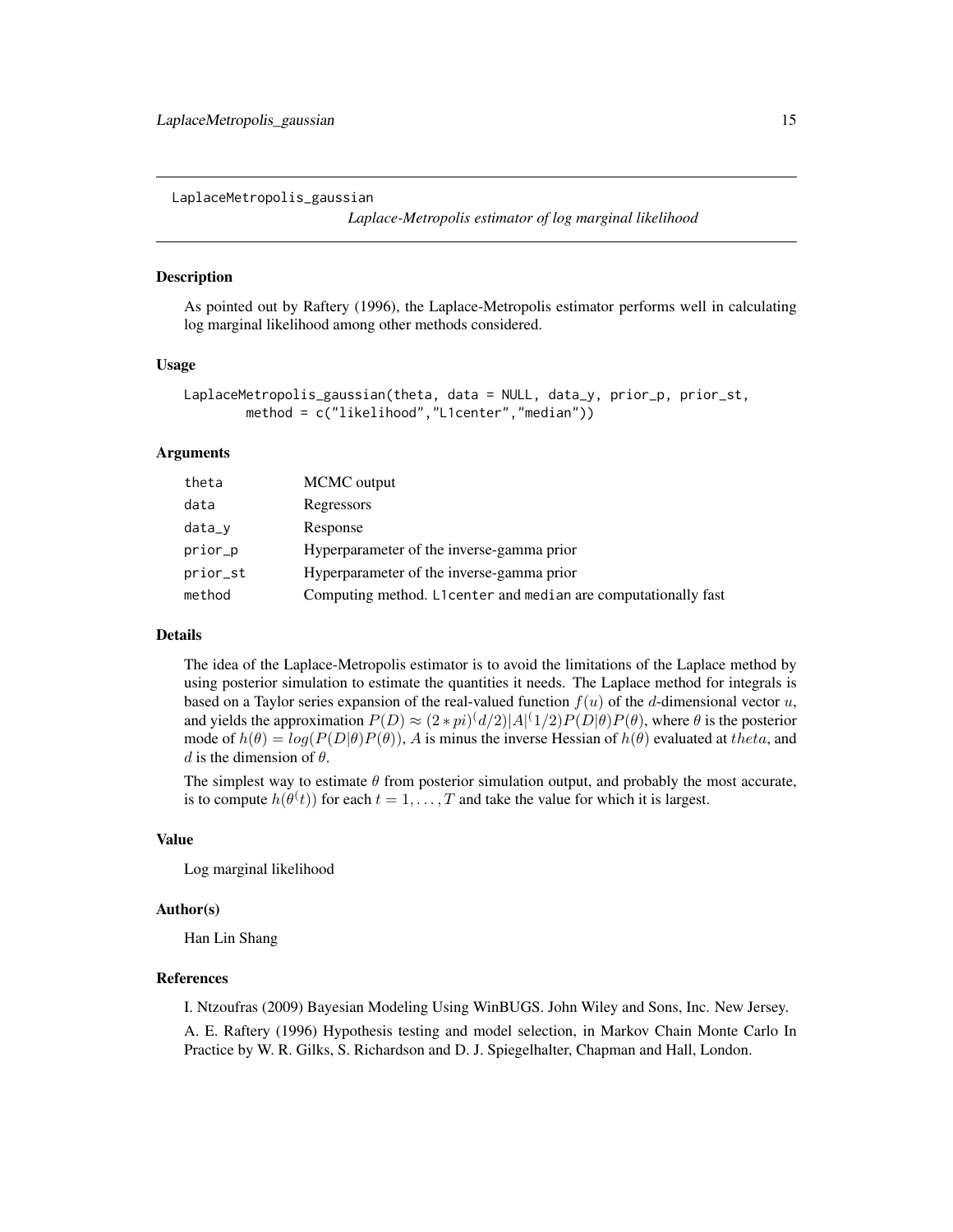LaplaceMetropolis_gaussian

*Laplace-Metropolis estimator of log marginal likelihood*

## Description

As pointed out by Raftery (1996), the Laplace-Metropolis estimator performs well in calculating log marginal likelihood among other methods considered.

## Usage

```
LaplaceMetropolis_gaussian(theta, data = NULL, data_y, prior_p, prior_st,
        method = c("likelihood","L1center","median"))
```

## Arguments

| | |
|---|---|
| theta | MCMC output |
| data | Regressors |
| data_y | Response |
| prior_p | Hyperparameter of the inverse-gamma prior |
| prior_st | Hyperparameter of the inverse-gamma prior |
| method | Computing method. L1center and median are computationally fast |

## Details

The idea of the Laplace-Metropolis estimator is to avoid the limitations of the Laplace method by using posterior simulation to estimate the quantities it needs. The Laplace method for integrals is based on a Taylor series expansion of the real-valued function $f(u)$ of the $d$-dimensional vector $u$, and yields the approximation $P(D) \approx (2*pi)^(d/2)|A|^(1/2)P(D|\theta)P(\theta)$, where $\theta$ is the posterior mode of $h(\theta) = log(P(D|\theta)P(\theta))$, $A$ is minus the inverse Hessian of $h(\theta)$ evaluated at $theta$, and $d$ is the dimension of $\theta$.

The simplest way to estimate $\theta$ from posterior simulation output, and probably the most accurate, is to compute $h(\theta^(t))$ for each $t = 1, \ldots, T$ and take the value for which it is largest.

## Value

Log marginal likelihood

## Author(s)

Han Lin Shang

## References

I. Ntzoufras (2009) Bayesian Modeling Using WinBUGS. John Wiley and Sons, Inc. New Jersey.

A. E. Raftery (1996) Hypothesis testing and model selection, in Markov Chain Monte Carlo In Practice by W. R. Gilks, S. Richardson and D. J. Spiegelhalter, Chapman and Hall, London.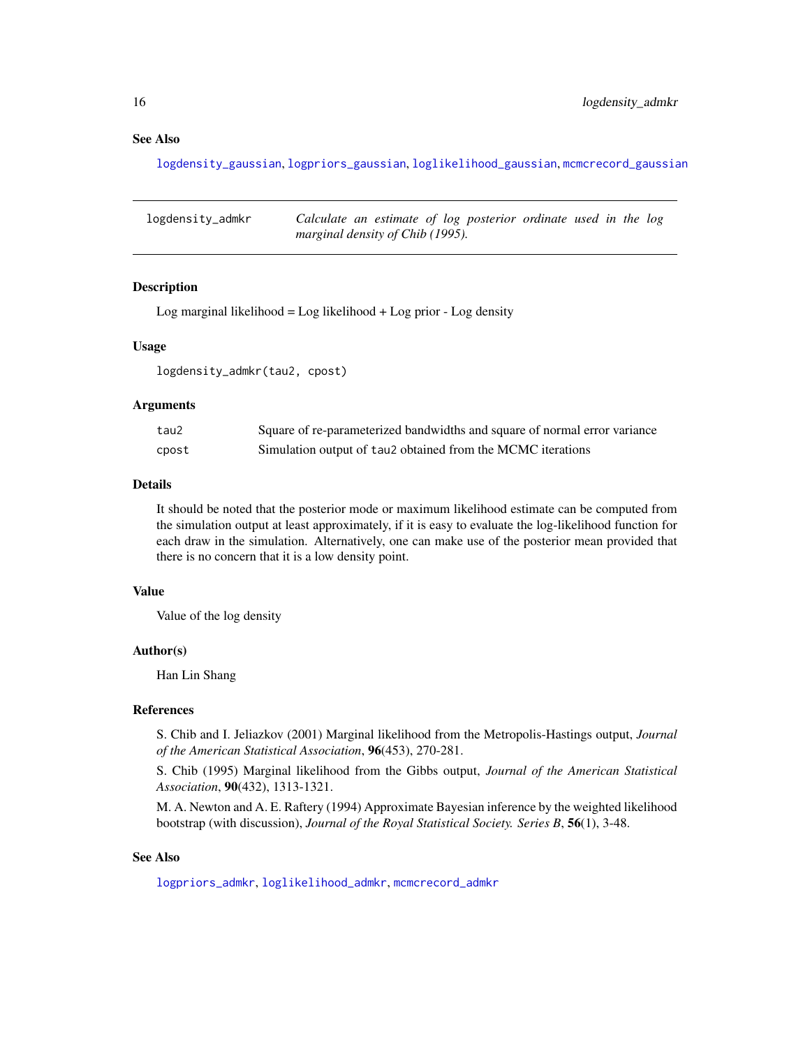### See Also

logdensity_gaussian, logpriors_gaussian, loglikelihood_gaussian, mcmcrecord_gaussian

---

## logdensity_admkr — *Calculate an estimate of log posterior ordinate used in the log marginal density of Chib (1995).*

---

### Description

Log marginal likelihood = Log likelihood + Log prior - Log density

### Usage

```
logdensity_admkr(tau2, cpost)
```

### Arguments

| | |
|---|---|
| `tau2` | Square of re-parameterized bandwidths and square of normal error variance |
| `cpost` | Simulation output of `tau2` obtained from the MCMC iterations |

### Details

It should be noted that the posterior mode or maximum likelihood estimate can be computed from the simulation output at least approximately, if it is easy to evaluate the log-likelihood function for each draw in the simulation. Alternatively, one can make use of the posterior mean provided that there is no concern that it is a low density point.

### Value

Value of the log density

### Author(s)

Han Lin Shang

### References

S. Chib and I. Jeliazkov (2001) Marginal likelihood from the Metropolis-Hastings output, *Journal of the American Statistical Association*, **96**(453), 270-281.

S. Chib (1995) Marginal likelihood from the Gibbs output, *Journal of the American Statistical Association*, **90**(432), 1313-1321.

M. A. Newton and A. E. Raftery (1994) Approximate Bayesian inference by the weighted likelihood bootstrap (with discussion), *Journal of the Royal Statistical Society. Series B*, **56**(1), 3-48.

### See Also

logpriors_admkr, loglikelihood_admkr, mcmcrecord_admkr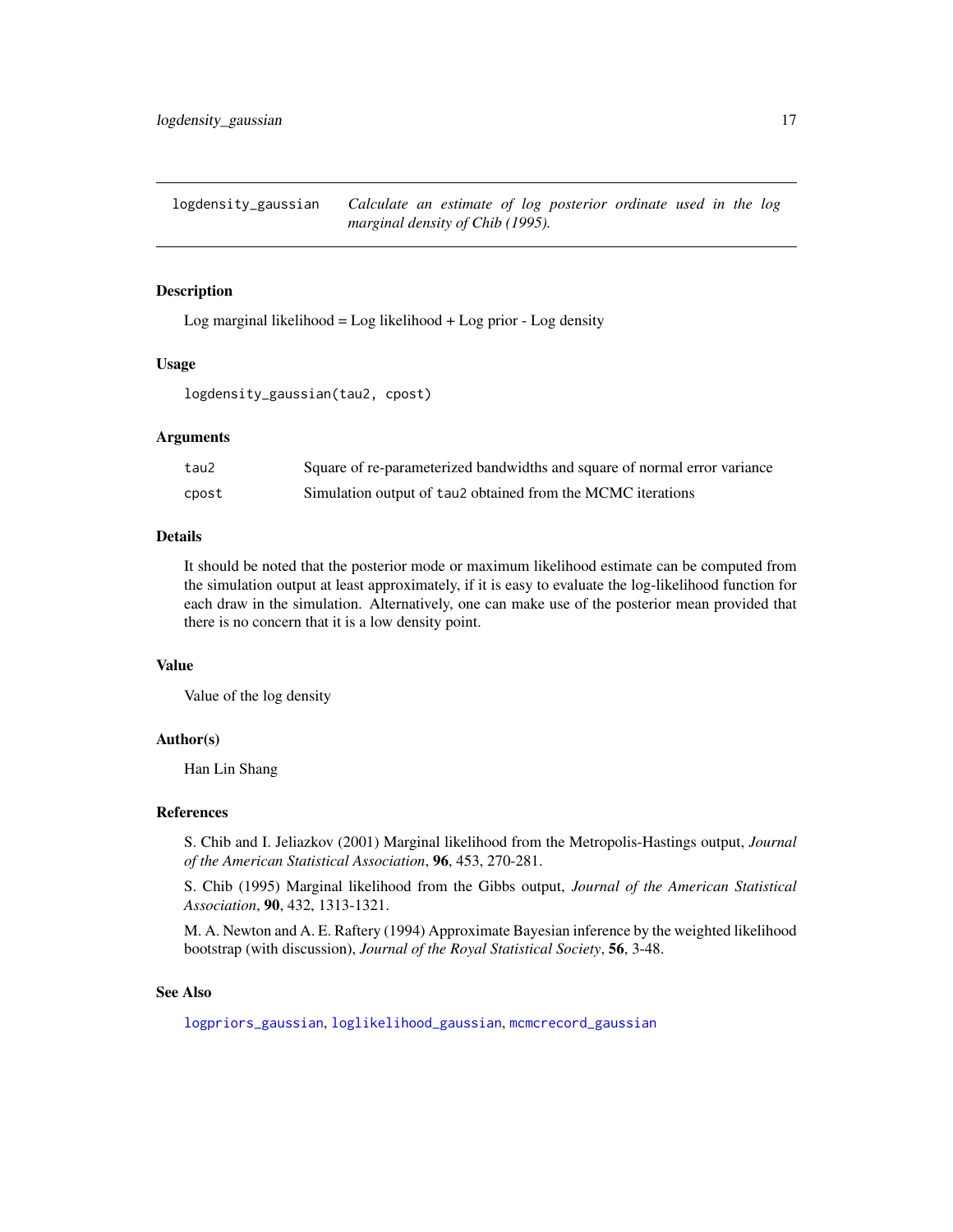## logdensity_gaussian *Calculate an estimate of log posterior ordinate used in the log marginal density of Chib (1995).*

### Description

Log marginal likelihood = Log likelihood + Log prior - Log density

### Usage

```
logdensity_gaussian(tau2, cpost)
```

### Arguments

| | |
|---|---|
| tau2 | Square of re-parameterized bandwidths and square of normal error variance |
| cpost | Simulation output of `tau2` obtained from the MCMC iterations |

### Details

It should be noted that the posterior mode or maximum likelihood estimate can be computed from the simulation output at least approximately, if it is easy to evaluate the log-likelihood function for each draw in the simulation. Alternatively, one can make use of the posterior mean provided that there is no concern that it is a low density point.

### Value

Value of the log density

### Author(s)

Han Lin Shang

### References

S. Chib and I. Jeliazkov (2001) Marginal likelihood from the Metropolis-Hastings output, *Journal of the American Statistical Association*, **96**, 453, 270-281.

S. Chib (1995) Marginal likelihood from the Gibbs output, *Journal of the American Statistical Association*, **90**, 432, 1313-1321.

M. A. Newton and A. E. Raftery (1994) Approximate Bayesian inference by the weighted likelihood bootstrap (with discussion), *Journal of the Royal Statistical Society*, **56**, 3-48.

### See Also

`logpriors_gaussian`, `loglikelihood_gaussian`, `mcmcrecord_gaussian`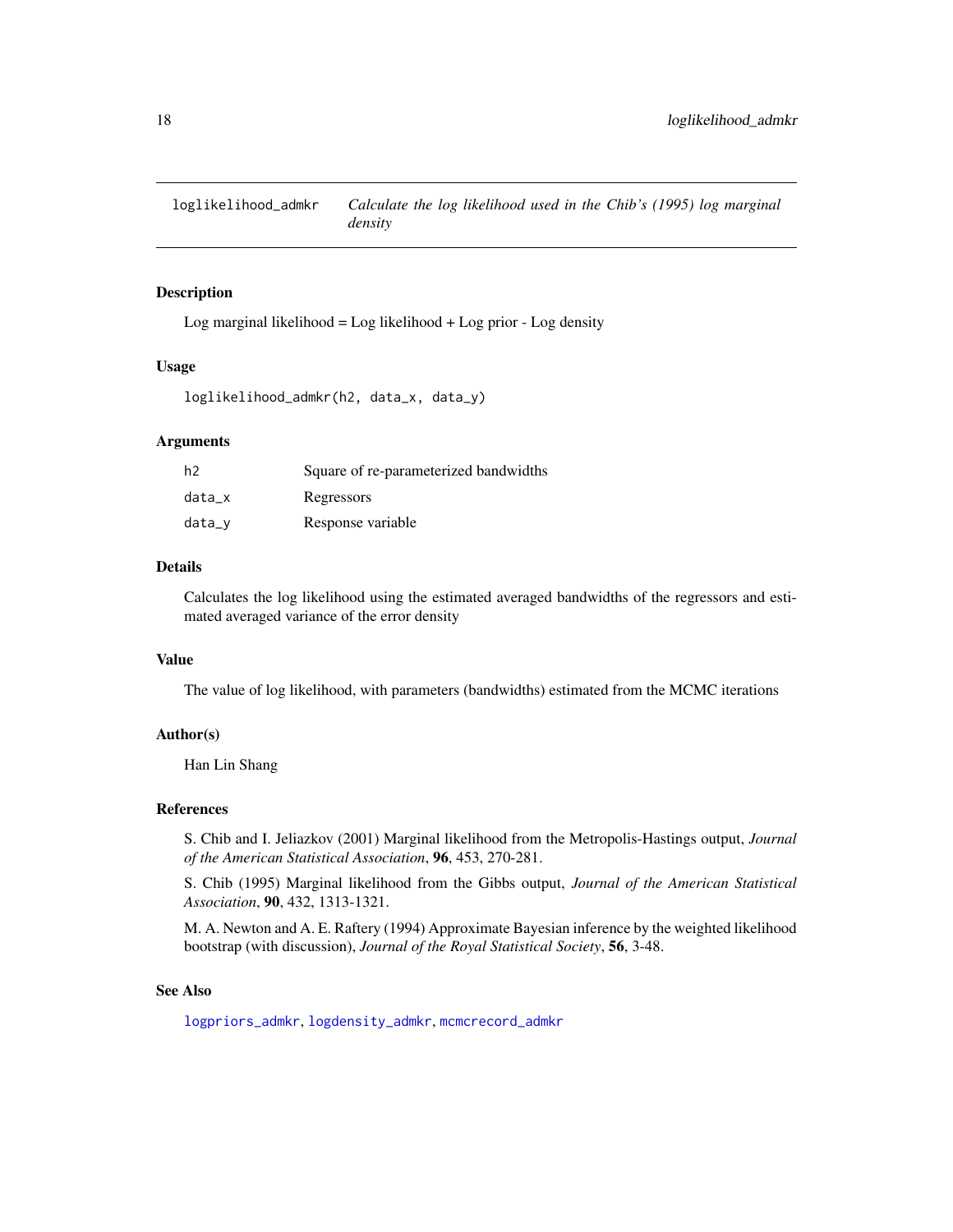# loglikelihood_admkr — *Calculate the log likelihood used in the Chib's (1995) log marginal density*

## Description

Log marginal likelihood = Log likelihood + Log prior - Log density

## Usage

```
loglikelihood_admkr(h2, data_x, data_y)
```

## Arguments

| | |
|---|---|
| h2 | Square of re-parameterized bandwidths |
| data_x | Regressors |
| data_y | Response variable |

## Details

Calculates the log likelihood using the estimated averaged bandwidths of the regressors and estimated averaged variance of the error density

## Value

The value of log likelihood, with parameters (bandwidths) estimated from the MCMC iterations

## Author(s)

Han Lin Shang

## References

S. Chib and I. Jeliazkov (2001) Marginal likelihood from the Metropolis-Hastings output, *Journal of the American Statistical Association*, **96**, 453, 270-281.

S. Chib (1995) Marginal likelihood from the Gibbs output, *Journal of the American Statistical Association*, **90**, 432, 1313-1321.

M. A. Newton and A. E. Raftery (1994) Approximate Bayesian inference by the weighted likelihood bootstrap (with discussion), *Journal of the Royal Statistical Society*, **56**, 3-48.

## See Also

logpriors_admkr, logdensity_admkr, mcmcrecord_admkr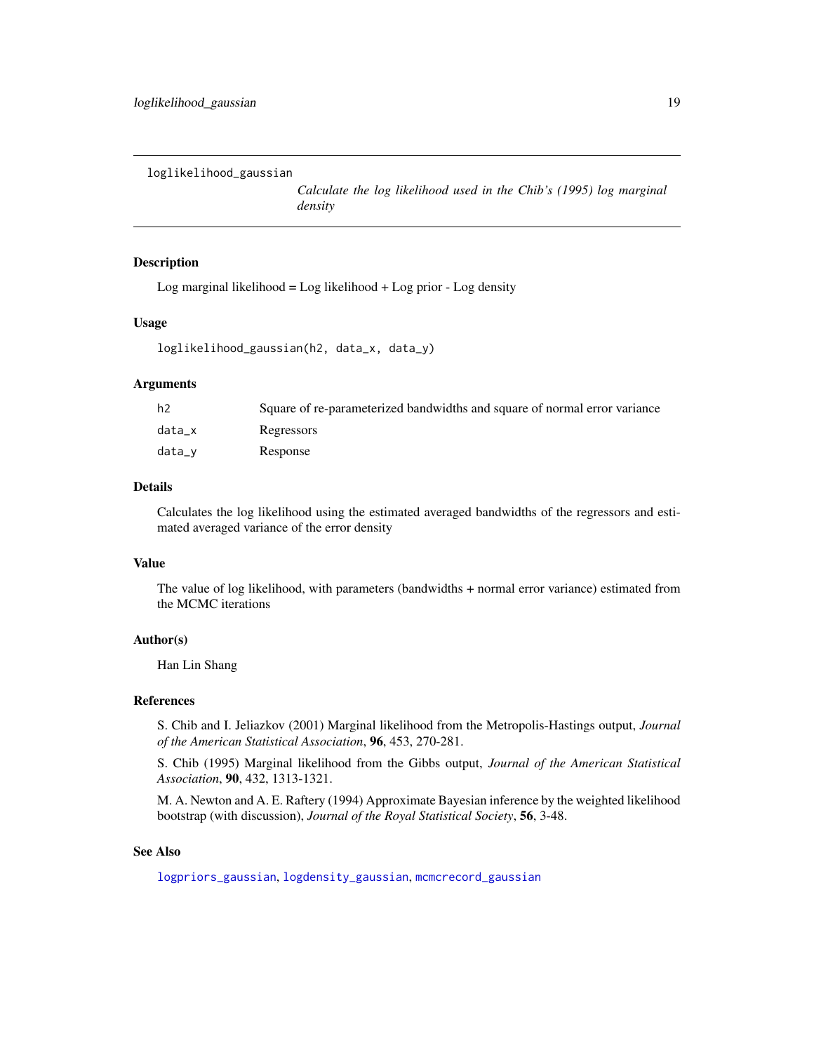loglikelihood_gaussian

*Calculate the log likelihood used in the Chib's (1995) log marginal density*

### Description

Log marginal likelihood = Log likelihood + Log prior - Log density

### Usage

```
loglikelihood_gaussian(h2, data_x, data_y)
```

### Arguments

| | |
|---|---|
| h2 | Square of re-parameterized bandwidths and square of normal error variance |
| data_x | Regressors |
| data_y | Response |

### Details

Calculates the log likelihood using the estimated averaged bandwidths of the regressors and estimated averaged variance of the error density

### Value

The value of log likelihood, with parameters (bandwidths + normal error variance) estimated from the MCMC iterations

### Author(s)

Han Lin Shang

### References

S. Chib and I. Jeliazkov (2001) Marginal likelihood from the Metropolis-Hastings output, *Journal of the American Statistical Association*, **96**, 453, 270-281.

S. Chib (1995) Marginal likelihood from the Gibbs output, *Journal of the American Statistical Association*, **90**, 432, 1313-1321.

M. A. Newton and A. E. Raftery (1994) Approximate Bayesian inference by the weighted likelihood bootstrap (with discussion), *Journal of the Royal Statistical Society*, **56**, 3-48.

### See Also

logpriors_gaussian, logdensity_gaussian, mcmcrecord_gaussian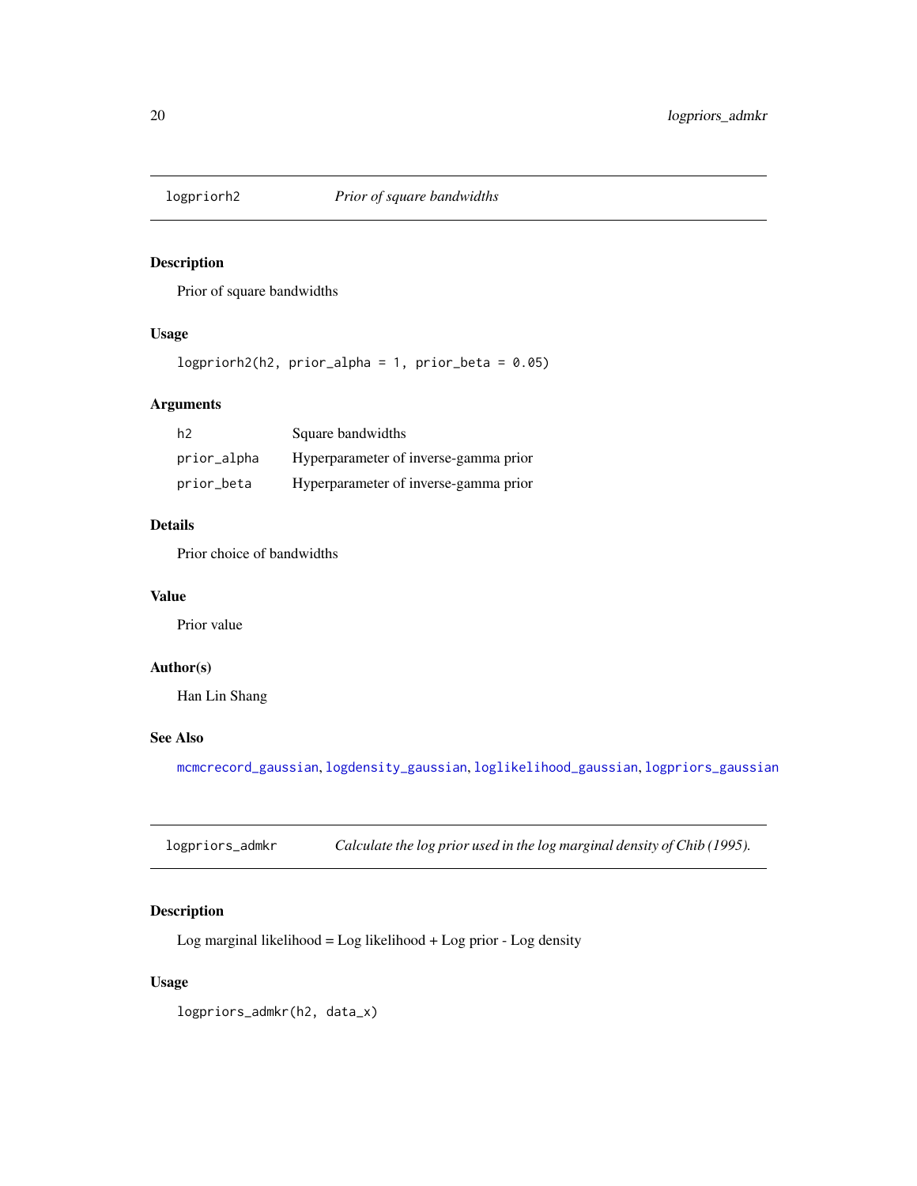## logpriorh2 *Prior of square bandwidths*

### Description

Prior of square bandwidths

### Usage

```
logpriorh2(h2, prior_alpha = 1, prior_beta = 0.05)
```

### Arguments

| | |
|---|---|
| h2 | Square bandwidths |
| prior_alpha | Hyperparameter of inverse-gamma prior |
| prior_beta | Hyperparameter of inverse-gamma prior |

### Details

Prior choice of bandwidths

### Value

Prior value

### Author(s)

Han Lin Shang

### See Also

mcmcrecord_gaussian, logdensity_gaussian, loglikelihood_gaussian, logpriors_gaussian

## logpriors_admkr *Calculate the log prior used in the log marginal density of Chib (1995).*

### Description

Log marginal likelihood = Log likelihood + Log prior - Log density

### Usage

```
logpriors_admkr(h2, data_x)
```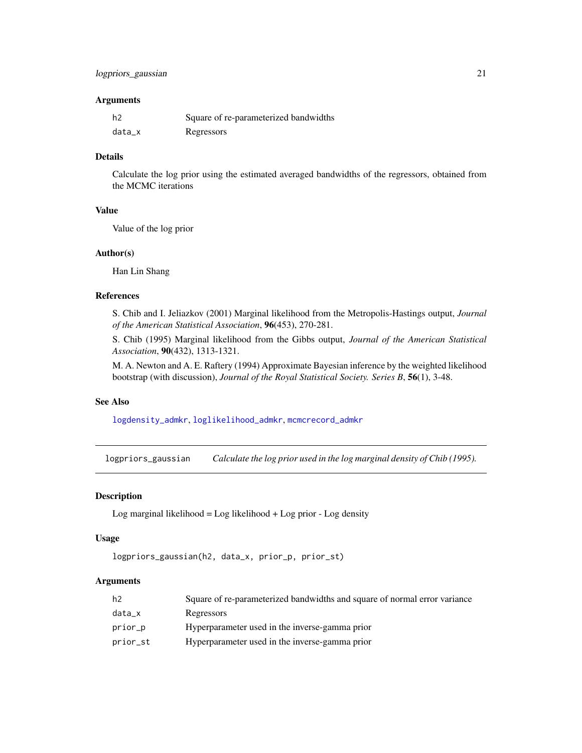### Arguments

| | |
|---|---|
| `h2` | Square of re-parameterized bandwidths |
| `data_x` | Regressors |

### Details

Calculate the log prior using the estimated averaged bandwidths of the regressors, obtained from the MCMC iterations

### Value

Value of the log prior

### Author(s)

Han Lin Shang

### References

S. Chib and I. Jeliazkov (2001) Marginal likelihood from the Metropolis-Hastings output, *Journal of the American Statistical Association*, **96**(453), 270-281.

S. Chib (1995) Marginal likelihood from the Gibbs output, *Journal of the American Statistical Association*, **90**(432), 1313-1321.

M. A. Newton and A. E. Raftery (1994) Approximate Bayesian inference by the weighted likelihood bootstrap (with discussion), *Journal of the Royal Statistical Society. Series B*, **56**(1), 3-48.

### See Also

`logdensity_admkr`, `loglikelihood_admkr`, `mcmcrecord_admkr`

---

## `logpriors_gaussian` *Calculate the log prior used in the log marginal density of Chib (1995).*

---

### Description

Log marginal likelihood = Log likelihood + Log prior - Log density

### Usage

```
logpriors_gaussian(h2, data_x, prior_p, prior_st)
```

### Arguments

| | |
|---|---|
| `h2` | Square of re-parameterized bandwidths and square of normal error variance |
| `data_x` | Regressors |
| `prior_p` | Hyperparameter used in the inverse-gamma prior |
| `prior_st` | Hyperparameter used in the inverse-gamma prior |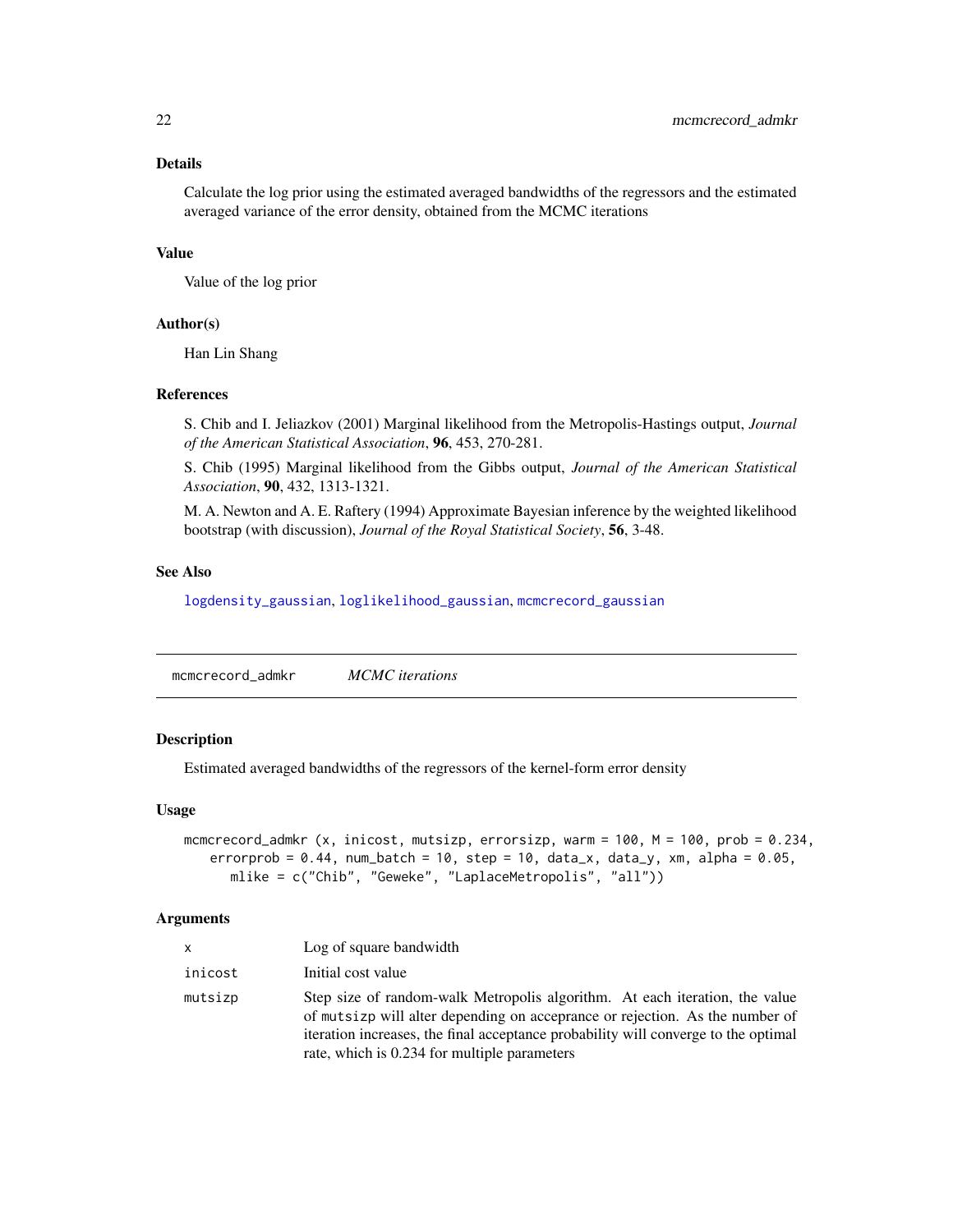### Details

Calculate the log prior using the estimated averaged bandwidths of the regressors and the estimated averaged variance of the error density, obtained from the MCMC iterations

### Value

Value of the log prior

### Author(s)

Han Lin Shang

### References

S. Chib and I. Jeliazkov (2001) Marginal likelihood from the Metropolis-Hastings output, *Journal of the American Statistical Association*, **96**, 453, 270-281.

S. Chib (1995) Marginal likelihood from the Gibbs output, *Journal of the American Statistical Association*, **90**, 432, 1313-1321.

M. A. Newton and A. E. Raftery (1994) Approximate Bayesian inference by the weighted likelihood bootstrap (with discussion), *Journal of the Royal Statistical Society*, **56**, 3-48.

### See Also

`logdensity_gaussian`, `loglikelihood_gaussian`, `mcmcrecord_gaussian`

---

## mcmcrecord_admkr *MCMC iterations*

### Description

Estimated averaged bandwidths of the regressors of the kernel-form error density

### Usage

```
mcmcrecord_admkr (x, inicost, mutsizp, errorsizp, warm = 100, M = 100, prob = 0.234,
    errorprob = 0.44, num_batch = 10, step = 10, data_x, data_y, xm, alpha = 0.05,
       mlike = c("Chib", "Geweke", "LaplaceMetropolis", "all"))
```

### Arguments

| | |
|---|---|
| `x` | Log of square bandwidth |
| `inicost` | Initial cost value |
| `mutsizp` | Step size of random-walk Metropolis algorithm. At each iteration, the value of `mutsizp` will alter depending on accerpance or rejection. As the number of iteration increases, the final acceptance probability will converge to the optimal rate, which is 0.234 for multiple parameters |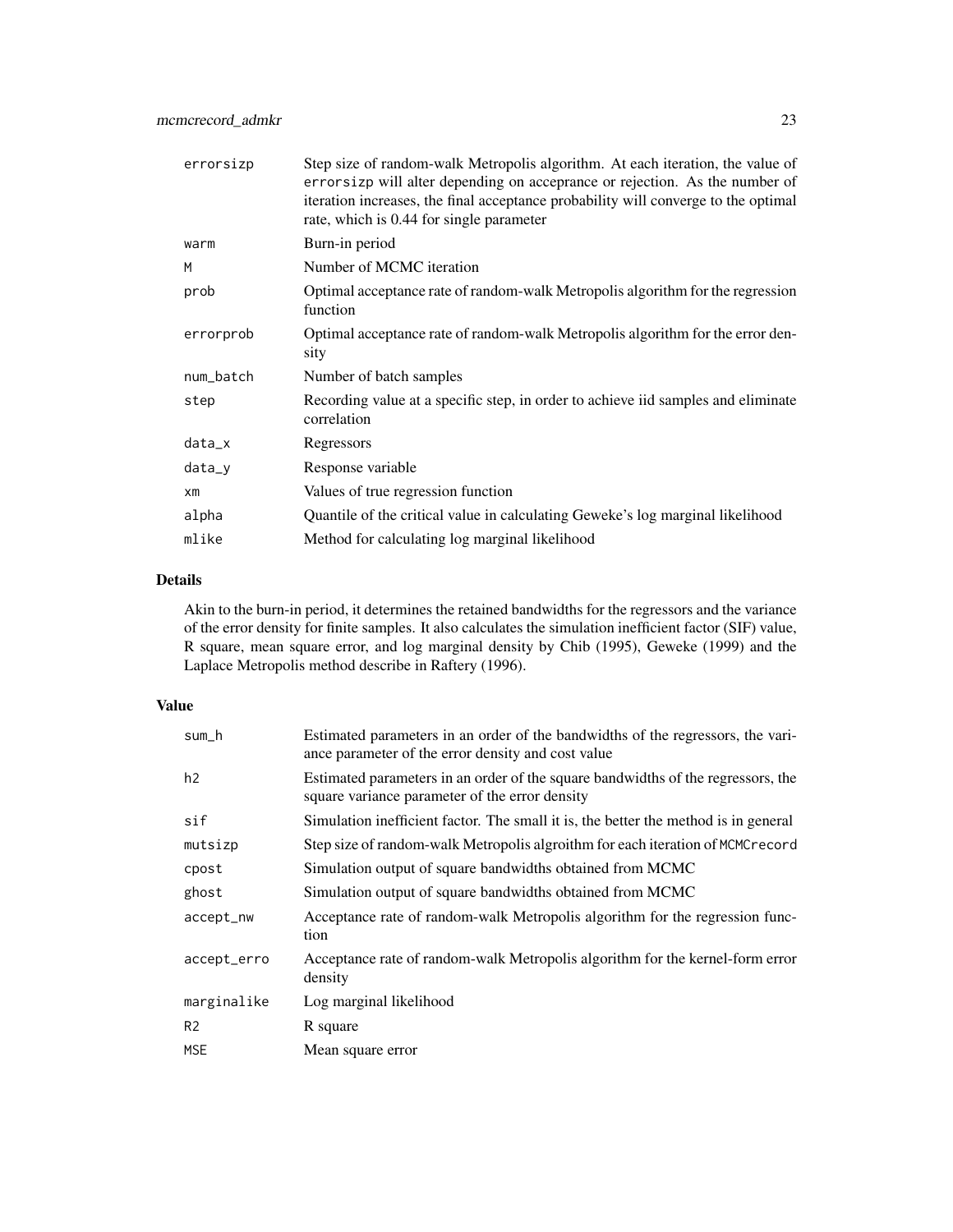| | |
|---|---|
| errorsizp | Step size of random-walk Metropolis algorithm. At each iteration, the value of errorsizp will alter depending on acceprance or rejection. As the number of iteration increases, the final acceptance probability will converge to the optimal rate, which is 0.44 for single parameter |
| warm | Burn-in period |
| M | Number of MCMC iteration |
| prob | Optimal acceptance rate of random-walk Metropolis algorithm for the regression function |
| errorprob | Optimal acceptance rate of random-walk Metropolis algorithm for the error density |
| num_batch | Number of batch samples |
| step | Recording value at a specific step, in order to achieve iid samples and eliminate correlation |
| data_x | Regressors |
| data_y | Response variable |
| xm | Values of true regression function |
| alpha | Quantile of the critical value in calculating Geweke's log marginal likelihood |
| mlike | Method for calculating log marginal likelihood |

## Details

Akin to the burn-in period, it determines the retained bandwidths for the regressors and the variance of the error density for finite samples. It also calculates the simulation inefficient factor (SIF) value, R square, mean square error, and log marginal density by Chib (1995), Geweke (1999) and the Laplace Metropolis method describe in Raftery (1996).

## Value

| | |
|---|---|
| sum_h | Estimated parameters in an order of the bandwidths of the regressors, the variance parameter of the error density and cost value |
| h2 | Estimated parameters in an order of the square bandwidths of the regressors, the square variance parameter of the error density |
| sif | Simulation inefficient factor. The small it is, the better the method is in general |
| mutsizp | Step size of random-walk Metropolis algroithm for each iteration of MCMCrecord |
| cpost | Simulation output of square bandwidths obtained from MCMC |
| ghost | Simulation output of square bandwidths obtained from MCMC |
| accept_nw | Acceptance rate of random-walk Metropolis algorithm for the regression function |
| accept_erro | Acceptance rate of random-walk Metropolis algorithm for the kernel-form error density |
| marginalike | Log marginal likelihood |
| R2 | R square |
| MSE | Mean square error |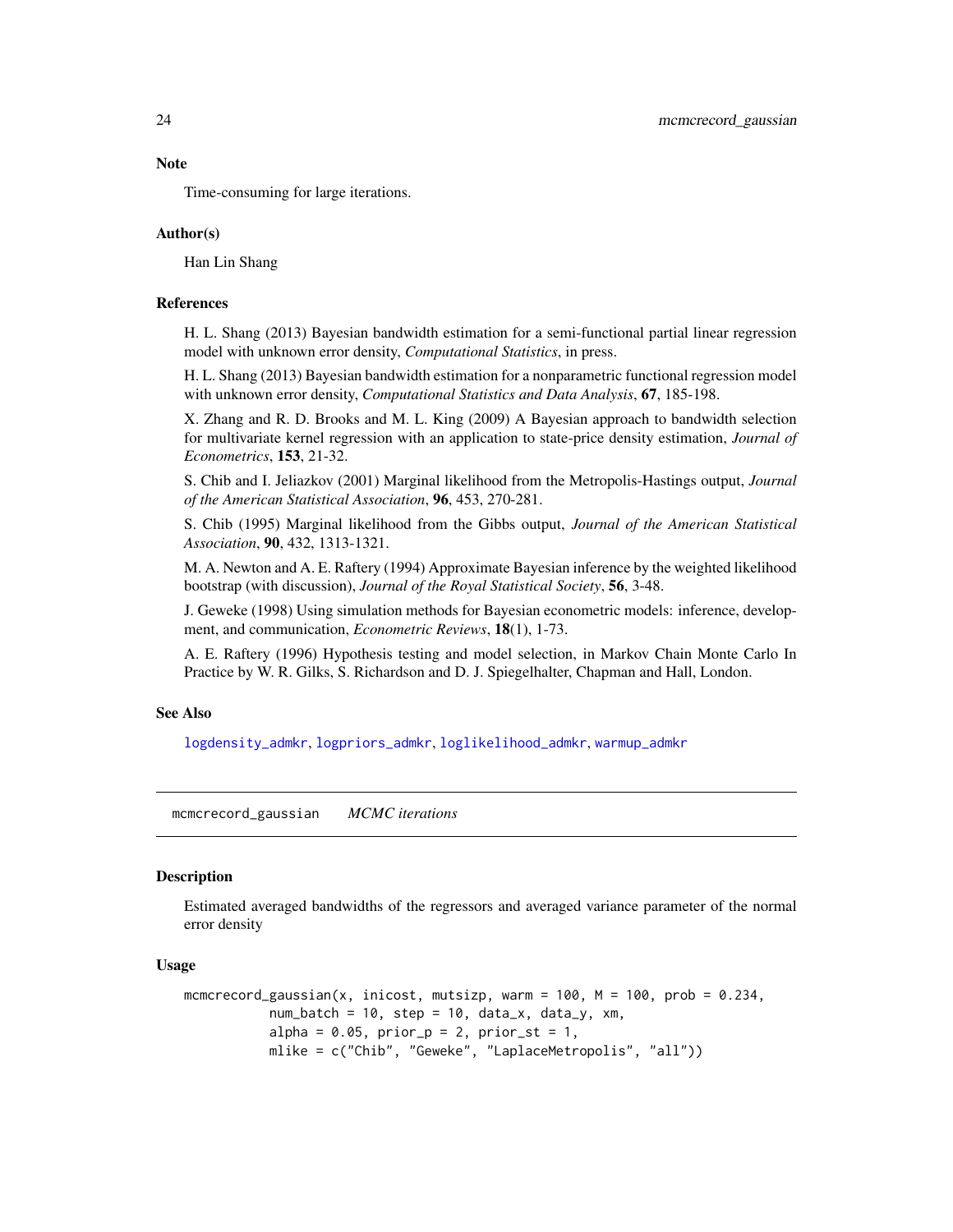### Note

Time-consuming for large iterations.

### Author(s)

Han Lin Shang

### References

H. L. Shang (2013) Bayesian bandwidth estimation for a semi-functional partial linear regression model with unknown error density, *Computational Statistics*, in press.

H. L. Shang (2013) Bayesian bandwidth estimation for a nonparametric functional regression model with unknown error density, *Computational Statistics and Data Analysis*, **67**, 185-198.

X. Zhang and R. D. Brooks and M. L. King (2009) A Bayesian approach to bandwidth selection for multivariate kernel regression with an application to state-price density estimation, *Journal of Econometrics*, **153**, 21-32.

S. Chib and I. Jeliazkov (2001) Marginal likelihood from the Metropolis-Hastings output, *Journal of the American Statistical Association*, **96**, 453, 270-281.

S. Chib (1995) Marginal likelihood from the Gibbs output, *Journal of the American Statistical Association*, **90**, 432, 1313-1321.

M. A. Newton and A. E. Raftery (1994) Approximate Bayesian inference by the weighted likelihood bootstrap (with discussion), *Journal of the Royal Statistical Society*, **56**, 3-48.

J. Geweke (1998) Using simulation methods for Bayesian econometric models: inference, development, and communication, *Econometric Reviews*, **18**(1), 1-73.

A. E. Raftery (1996) Hypothesis testing and model selection, in Markov Chain Monte Carlo In Practice by W. R. Gilks, S. Richardson and D. J. Spiegelhalter, Chapman and Hall, London.

### See Also

logdensity_admkr, logpriors_admkr, loglikelihood_admkr, warmup_admkr

---

## mcmcrecord_gaussian *MCMC iterations*

### Description

Estimated averaged bandwidths of the regressors and averaged variance parameter of the normal error density

### Usage

```
mcmcrecord_gaussian(x, inicost, mutsizp, warm = 100, M = 100, prob = 0.234,
          num_batch = 10, step = 10, data_x, data_y, xm,
          alpha = 0.05, prior_p = 2, prior_st = 1,
          mlike = c("Chib", "Geweke", "LaplaceMetropolis", "all"))
```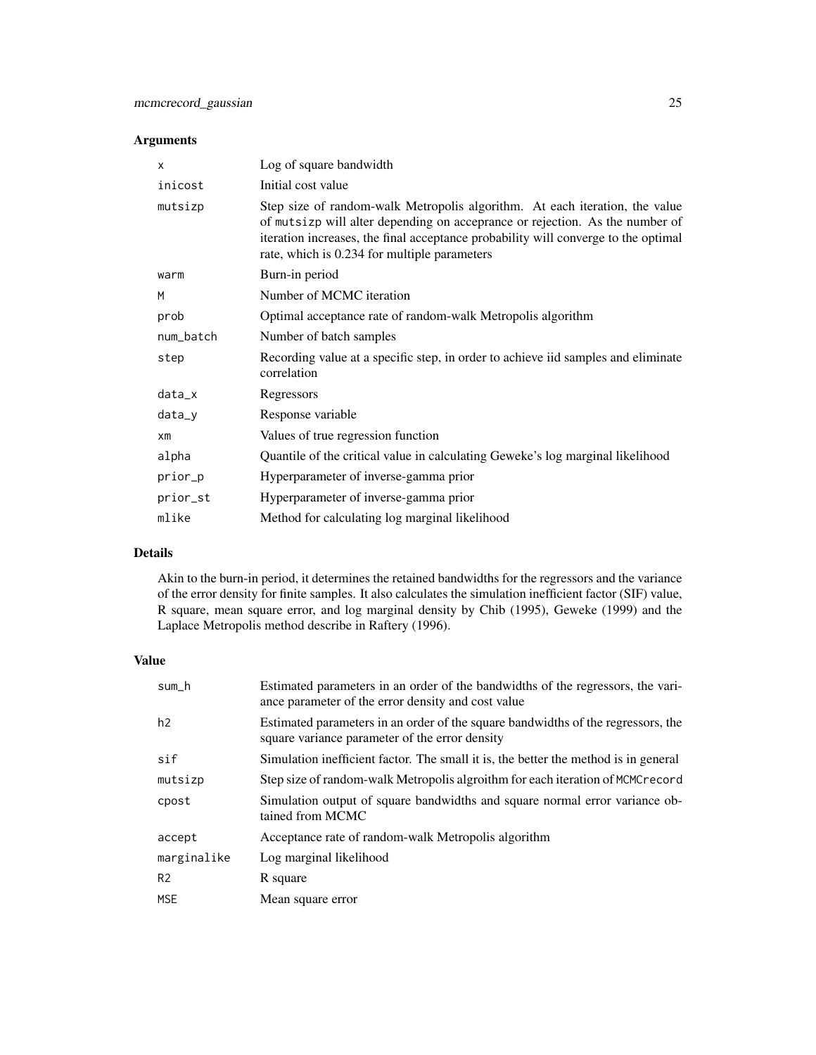## Arguments

| | |
|---|---|
| `x` | Log of square bandwidth |
| `inicost` | Initial cost value |
| `mutsizp` | Step size of random-walk Metropolis algorithm. At each iteration, the value of `mutsizp` will alter depending on acceprance or rejection. As the number of iteration increases, the final acceptance probability will converge to the optimal rate, which is 0.234 for multiple parameters |
| `warm` | Burn-in period |
| `M` | Number of MCMC iteration |
| `prob` | Optimal acceptance rate of random-walk Metropolis algorithm |
| `num_batch` | Number of batch samples |
| `step` | Recording value at a specific step, in order to achieve iid samples and eliminate correlation |
| `data_x` | Regressors |
| `data_y` | Response variable |
| `xm` | Values of true regression function |
| `alpha` | Quantile of the critical value in calculating Geweke's log marginal likelihood |
| `prior_p` | Hyperparameter of inverse-gamma prior |
| `prior_st` | Hyperparameter of inverse-gamma prior |
| `mlike` | Method for calculating log marginal likelihood |

## Details

Akin to the burn-in period, it determines the retained bandwidths for the regressors and the variance of the error density for finite samples. It also calculates the simulation inefficient factor (SIF) value, R square, mean square error, and log marginal density by Chib (1995), Geweke (1999) and the Laplace Metropolis method describe in Raftery (1996).

## Value

| | |
|---|---|
| `sum_h` | Estimated parameters in an order of the bandwidths of the regressors, the variance parameter of the error density and cost value |
| `h2` | Estimated parameters in an order of the square bandwidths of the regressors, the square variance parameter of the error density |
| `sif` | Simulation inefficient factor. The small it is, the better the method is in general |
| `mutsizp` | Step size of random-walk Metropolis algroithm for each iteration of `MCMCrecord` |
| `cpost` | Simulation output of square bandwidths and square normal error variance obtained from MCMC |
| `accept` | Acceptance rate of random-walk Metropolis algorithm |
| `marginalike` | Log marginal likelihood |
| `R2` | R square |
| `MSE` | Mean square error |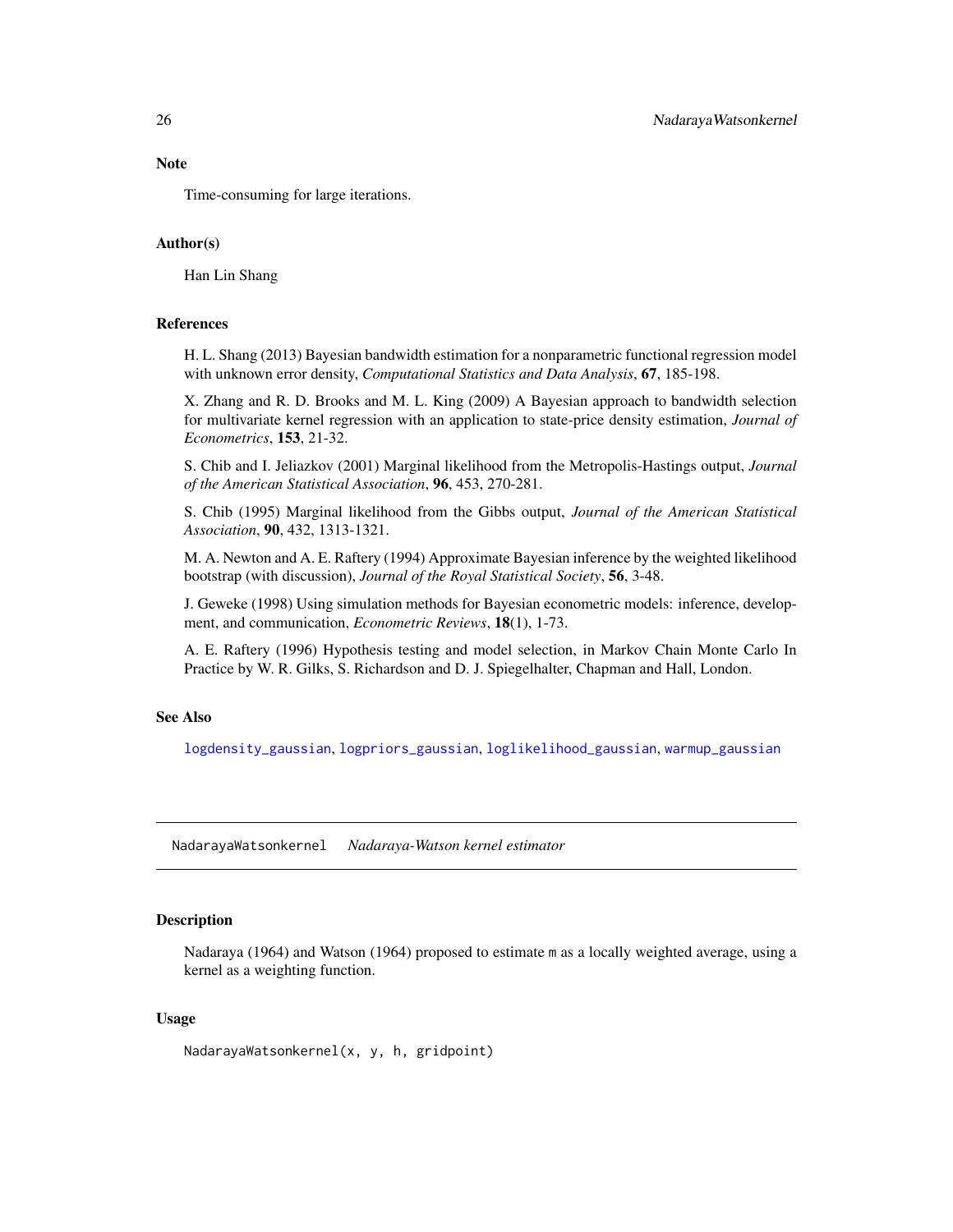### Note

Time-consuming for large iterations.

### Author(s)

Han Lin Shang

### References

H. L. Shang (2013) Bayesian bandwidth estimation for a nonparametric functional regression model with unknown error density, *Computational Statistics and Data Analysis*, **67**, 185-198.

X. Zhang and R. D. Brooks and M. L. King (2009) A Bayesian approach to bandwidth selection for multivariate kernel regression with an application to state-price density estimation, *Journal of Econometrics*, **153**, 21-32.

S. Chib and I. Jeliazkov (2001) Marginal likelihood from the Metropolis-Hastings output, *Journal of the American Statistical Association*, **96**, 453, 270-281.

S. Chib (1995) Marginal likelihood from the Gibbs output, *Journal of the American Statistical Association*, **90**, 432, 1313-1321.

M. A. Newton and A. E. Raftery (1994) Approximate Bayesian inference by the weighted likelihood bootstrap (with discussion), *Journal of the Royal Statistical Society*, **56**, 3-48.

J. Geweke (1998) Using simulation methods for Bayesian econometric models: inference, development, and communication, *Econometric Reviews*, **18**(1), 1-73.

A. E. Raftery (1996) Hypothesis testing and model selection, in Markov Chain Monte Carlo In Practice by W. R. Gilks, S. Richardson and D. J. Spiegelhalter, Chapman and Hall, London.

### See Also

`logdensity_gaussian`, `logpriors_gaussian`, `loglikelihood_gaussian`, `warmup_gaussian`

---

## NadarayaWatsonkernel *Nadaraya-Watson kernel estimator*

### Description

Nadaraya (1964) and Watson (1964) proposed to estimate `m` as a locally weighted average, using a kernel as a weighting function.

### Usage

```
NadarayaWatsonkernel(x, y, h, gridpoint)
```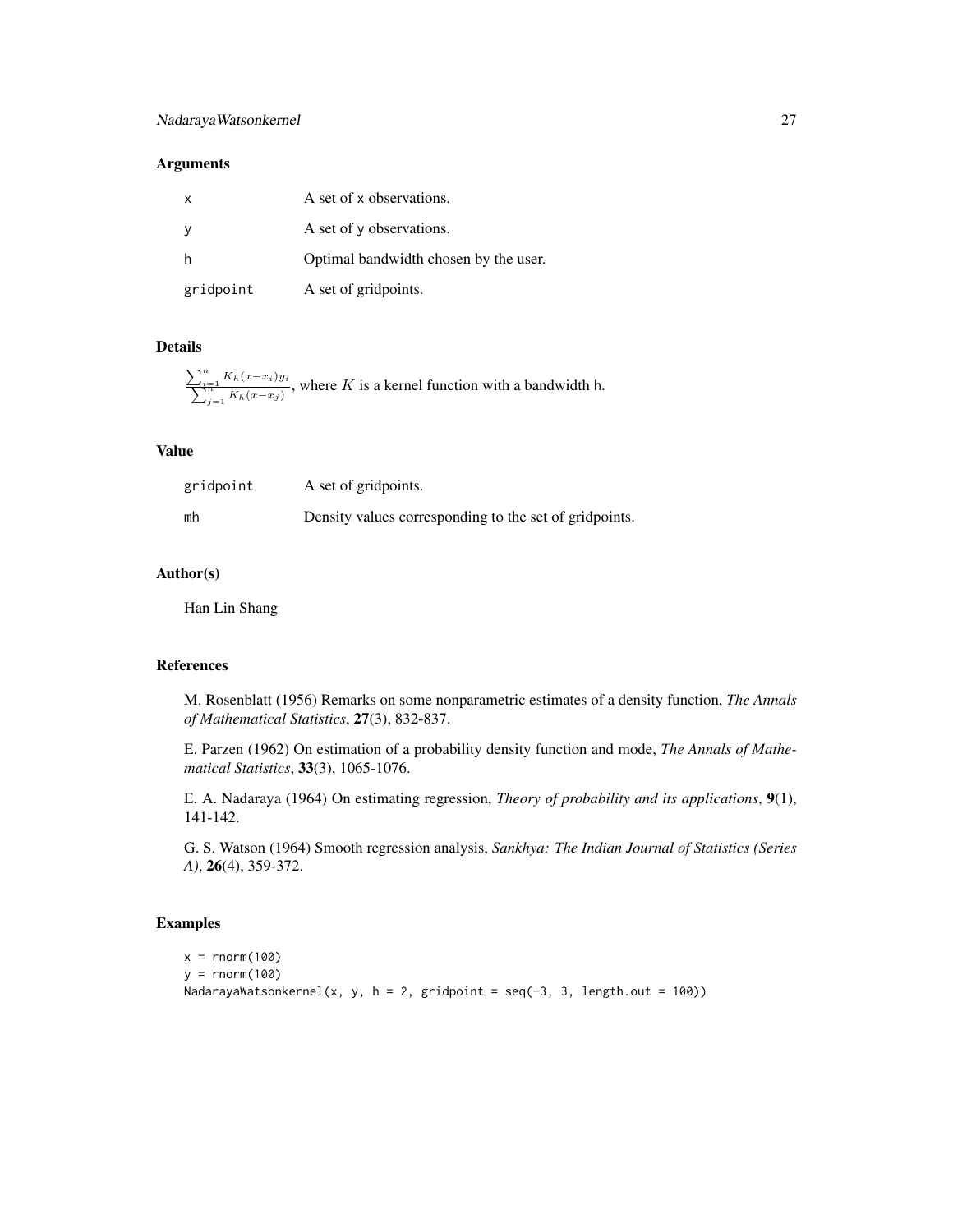## Arguments

| | |
|---|---|
| `x` | A set of x observations. |
| `y` | A set of y observations. |
| `h` | Optimal bandwidth chosen by the user. |
| `gridpoint` | A set of gridpoints. |

## Details

$\frac{\sum_{i=1}^{n} K_h(x-x_i)y_i}{\sum_{j=1}^{n} K_h(x-x_j)}$, where $K$ is a kernel function with a bandwidth h.

## Value

| | |
|---|---|
| `gridpoint` | A set of gridpoints. |
| `mh` | Density values corresponding to the set of gridpoints. |

## Author(s)

Han Lin Shang

## References

M. Rosenblatt (1956) Remarks on some nonparametric estimates of a density function, *The Annals of Mathematical Statistics*, **27**(3), 832-837.

E. Parzen (1962) On estimation of a probability density function and mode, *The Annals of Mathematical Statistics*, **33**(3), 1065-1076.

E. A. Nadaraya (1964) On estimating regression, *Theory of probability and its applications*, **9**(1), 141-142.

G. S. Watson (1964) Smooth regression analysis, *Sankhya: The Indian Journal of Statistics (Series A)*, **26**(4), 359-372.

## Examples

```
x = rnorm(100)
y = rnorm(100)
NadarayaWatsonkernel(x, y, h = 2, gridpoint = seq(-3, 3, length.out = 100))
```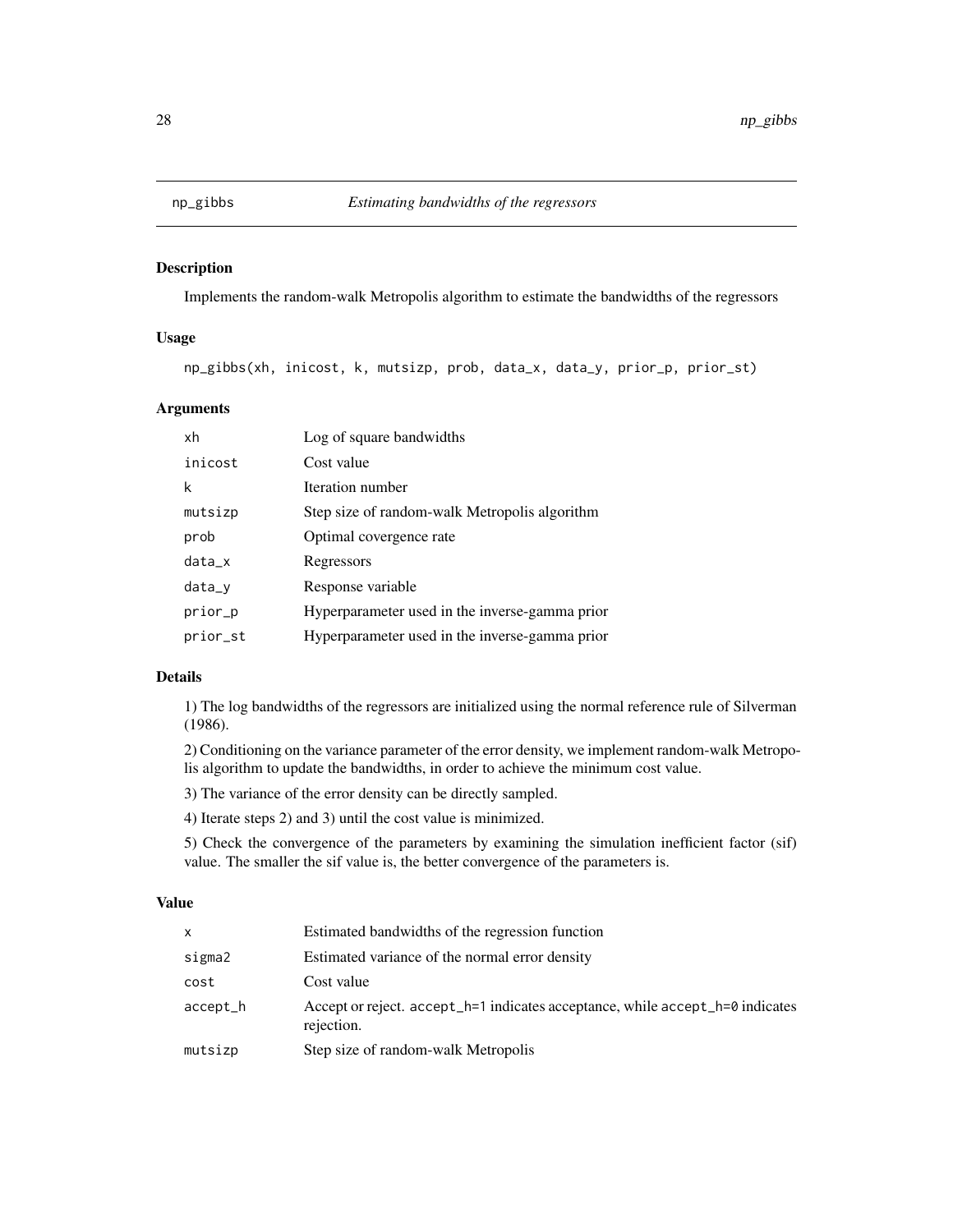## np_gibbs *Estimating bandwidths of the regressors*

### Description

Implements the random-walk Metropolis algorithm to estimate the bandwidths of the regressors

### Usage

```
np_gibbs(xh, inicost, k, mutsizp, prob, data_x, data_y, prior_p, prior_st)
```

### Arguments

| | |
|---|---|
| xh | Log of square bandwidths |
| inicost | Cost value |
| k | Iteration number |
| mutsizp | Step size of random-walk Metropolis algorithm |
| prob | Optimal covergence rate |
| data_x | Regressors |
| data_y | Response variable |
| prior_p | Hyperparameter used in the inverse-gamma prior |
| prior_st | Hyperparameter used in the inverse-gamma prior |

### Details

1) The log bandwidths of the regressors are initialized using the normal reference rule of Silverman (1986).

2) Conditioning on the variance parameter of the error density, we implement random-walk Metropolis algorithm to update the bandwidths, in order to achieve the minimum cost value.

3) The variance of the error density can be directly sampled.

4) Iterate steps 2) and 3) until the cost value is minimized.

5) Check the convergence of the parameters by examining the simulation inefficient factor (sif) value. The smaller the sif value is, the better convergence of the parameters is.

### Value

| | |
|---|---|
| x | Estimated bandwidths of the regression function |
| sigma2 | Estimated variance of the normal error density |
| cost | Cost value |
| accept_h | Accept or reject. accept_h=1 indicates acceptance, while accept_h=0 indicates rejection. |
| mutsizp | Step size of random-walk Metropolis |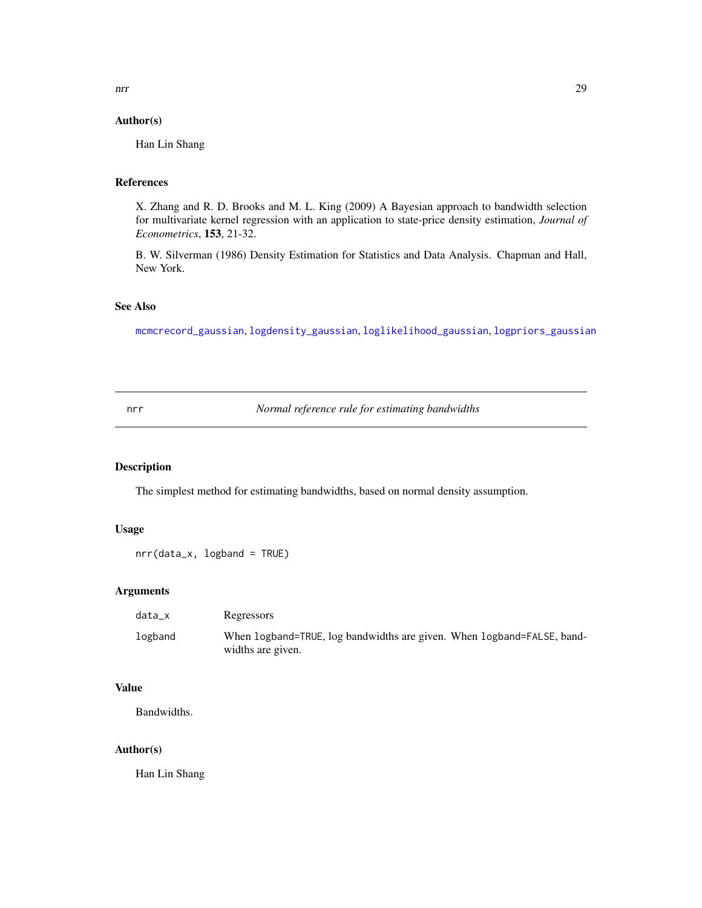### Author(s)

Han Lin Shang

### References

X. Zhang and R. D. Brooks and M. L. King (2009) A Bayesian approach to bandwidth selection for multivariate kernel regression with an application to state-price density estimation, *Journal of Econometrics*, **153**, 21-32.

B. W. Silverman (1986) Density Estimation for Statistics and Data Analysis. Chapman and Hall, New York.

### See Also

`mcmcrecord_gaussian`, `logdensity_gaussian`, `loglikelihood_gaussian`, `logpriors_gaussian`

---

## nrr — *Normal reference rule for estimating bandwidths*

### Description

The simplest method for estimating bandwidths, based on normal density assumption.

### Usage

```
nrr(data_x, logband = TRUE)
```

### Arguments

| | |
|---|---|
| data_x | Regressors |
| logband | When logband=TRUE, log bandwidths are given. When logband=FALSE, bandwidths are given. |

### Value

Bandwidths.

### Author(s)

Han Lin Shang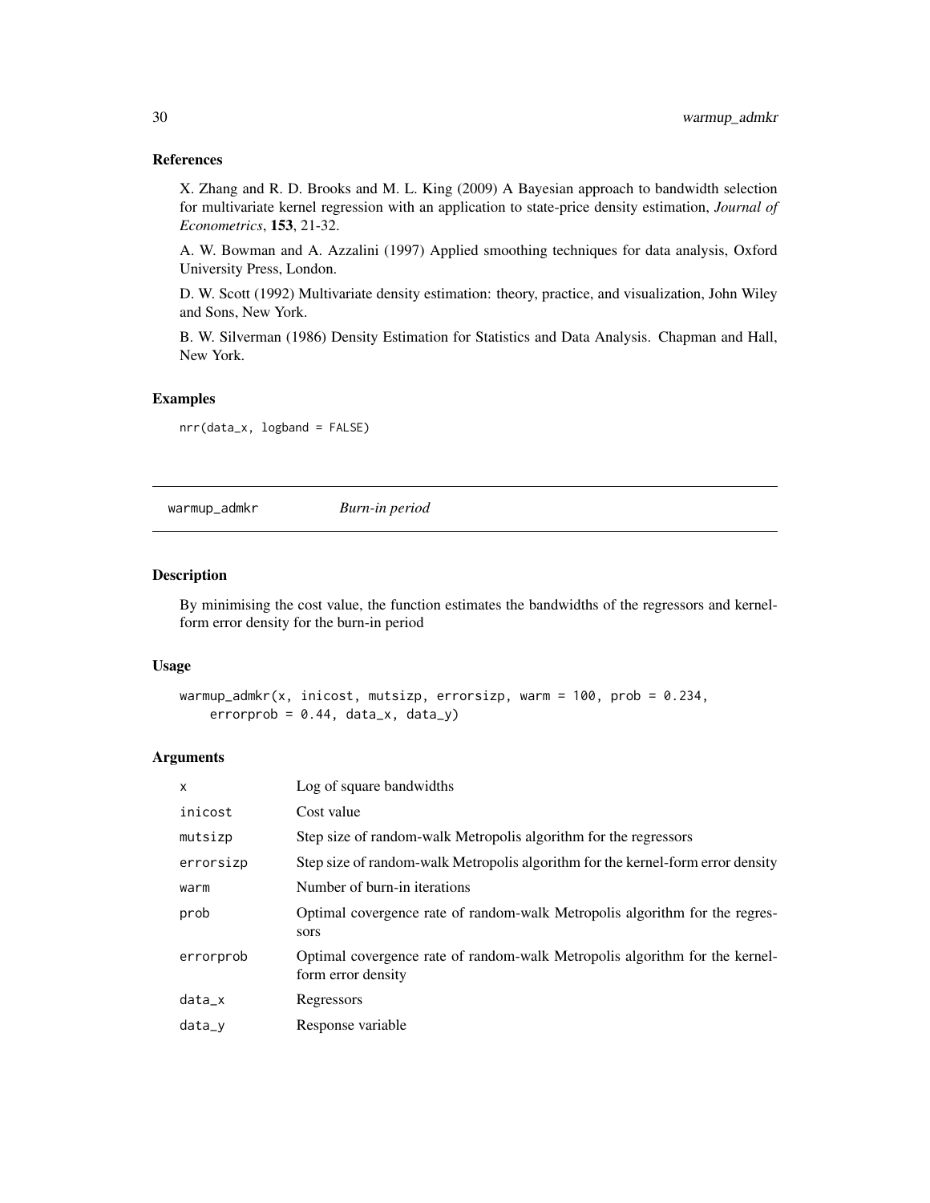### References

X. Zhang and R. D. Brooks and M. L. King (2009) A Bayesian approach to bandwidth selection for multivariate kernel regression with an application to state-price density estimation, *Journal of Econometrics*, **153**, 21-32.

A. W. Bowman and A. Azzalini (1997) Applied smoothing techniques for data analysis, Oxford University Press, London.

D. W. Scott (1992) Multivariate density estimation: theory, practice, and visualization, John Wiley and Sons, New York.

B. W. Silverman (1986) Density Estimation for Statistics and Data Analysis. Chapman and Hall, New York.

### Examples

```
nrr(data_x, logband = FALSE)
```

---

## warmup_admkr *Burn-in period*

### Description

By minimising the cost value, the function estimates the bandwidths of the regressors and kernel-form error density for the burn-in period

### Usage

```
warmup_admkr(x, inicost, mutsizp, errorsizp, warm = 100, prob = 0.234,
    errorprob = 0.44, data_x, data_y)
```

### Arguments

| | |
|---|---|
| x | Log of square bandwidths |
| inicost | Cost value |
| mutsizp | Step size of random-walk Metropolis algorithm for the regressors |
| errorsizp | Step size of random-walk Metropolis algorithm for the kernel-form error density |
| warm | Number of burn-in iterations |
| prob | Optimal covergence rate of random-walk Metropolis algorithm for the regressors |
| errorprob | Optimal covergence rate of random-walk Metropolis algorithm for the kernel-form error density |
| data_x | Regressors |
| data_y | Response variable |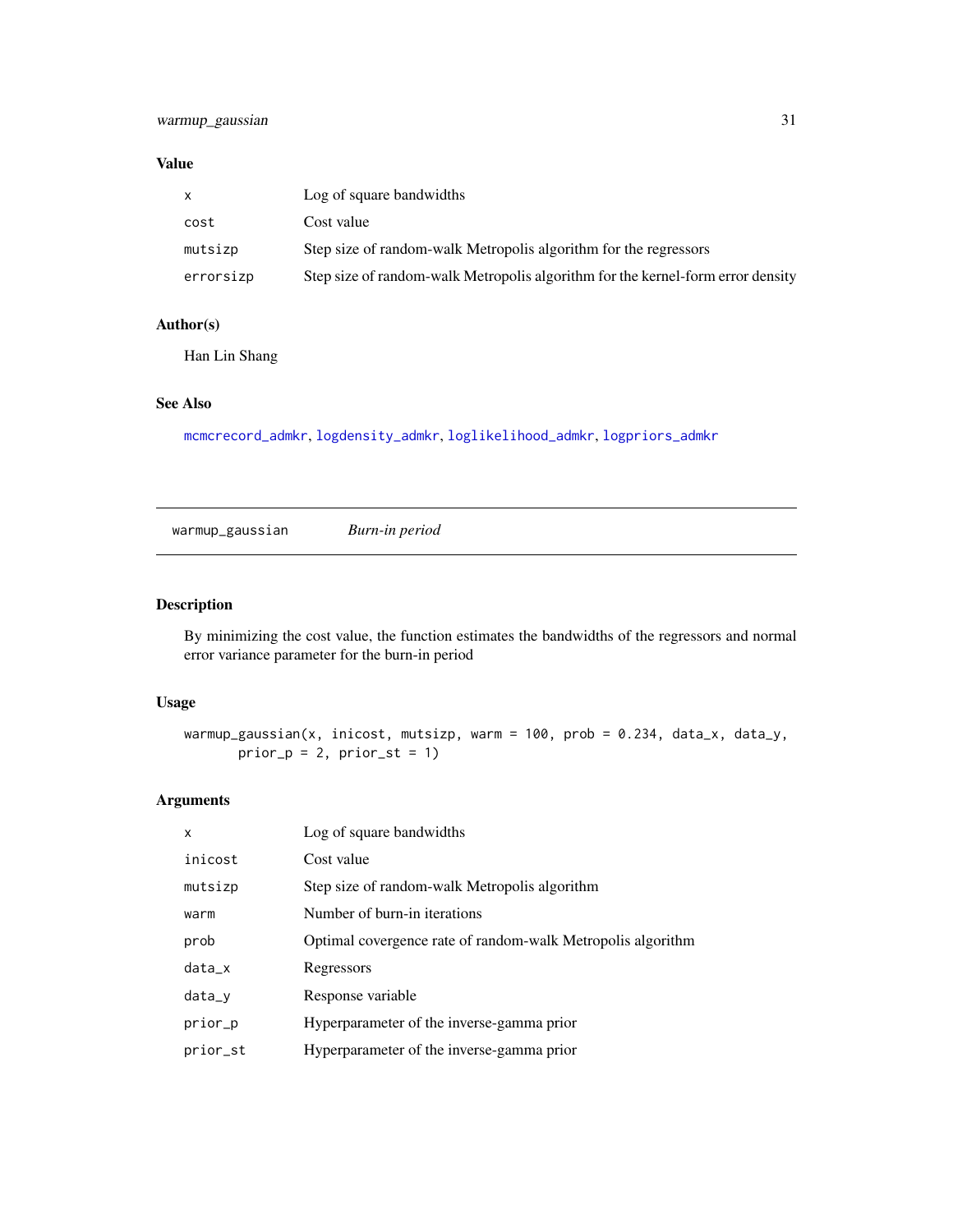### Value

| | |
|---|---|
| x | Log of square bandwidths |
| cost | Cost value |
| mutsizp | Step size of random-walk Metropolis algorithm for the regressors |
| errorsizp | Step size of random-walk Metropolis algorithm for the kernel-form error density |

### Author(s)

Han Lin Shang

### See Also

mcmcrecord_admkr, logdensity_admkr, loglikelihood_admkr, logpriors_admkr

---

## warmup_gaussian *Burn-in period*

---

### Description

By minimizing the cost value, the function estimates the bandwidths of the regressors and normal error variance parameter for the burn-in period

### Usage

```
warmup_gaussian(x, inicost, mutsizp, warm = 100, prob = 0.234, data_x, data_y,
       prior_p = 2, prior_st = 1)
```

### Arguments

| | |
|---|---|
| x | Log of square bandwidths |
| inicost | Cost value |
| mutsizp | Step size of random-walk Metropolis algorithm |
| warm | Number of burn-in iterations |
| prob | Optimal covergence rate of random-walk Metropolis algorithm |
| data_x | Regressors |
| data_y | Response variable |
| prior_p | Hyperparameter of the inverse-gamma prior |
| prior_st | Hyperparameter of the inverse-gamma prior |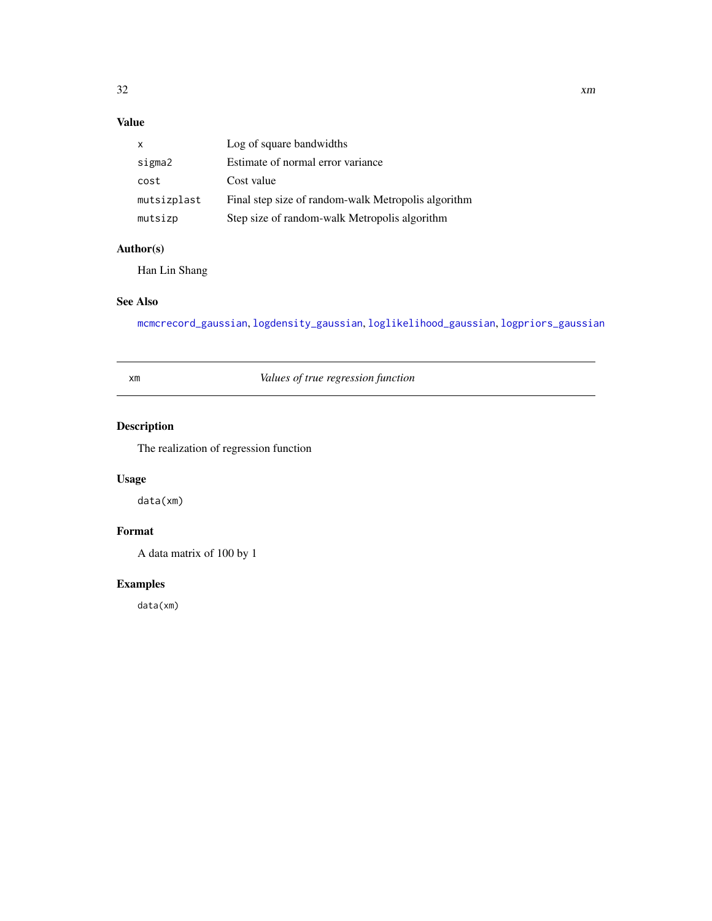## Value

| | |
|---|---|
| x | Log of square bandwidths |
| sigma2 | Estimate of normal error variance |
| cost | Cost value |
| mutsizplast | Final step size of random-walk Metropolis algorithm |
| mutsizp | Step size of random-walk Metropolis algorithm |

## Author(s)

Han Lin Shang

## See Also

mcmcrecord_gaussian, logdensity_gaussian, loglikelihood_gaussian, logpriors_gaussian

---

# xm — *Values of true regression function*

## Description

The realization of regression function

## Usage

```
data(xm)
```

## Format

A data matrix of 100 by 1

## Examples

```
data(xm)
```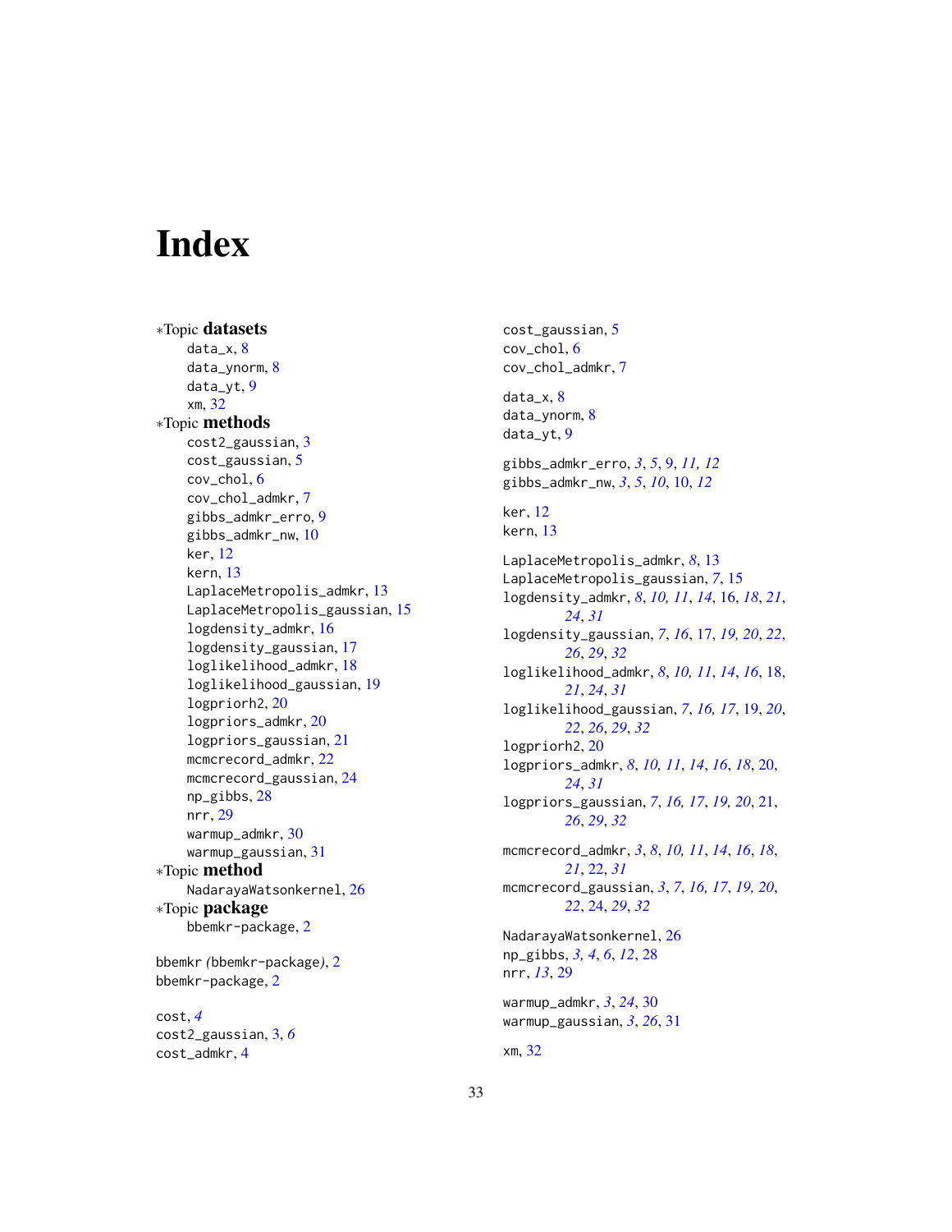# Index

*Topic **datasets**
data_x, 8
data_ynorm, 8
data_yt, 9
xm, 32

*Topic **methods**
cost2_gaussian, 3
cost_gaussian, 5
cov_chol, 6
cov_chol_admkr, 7
gibbs_admkr_erro, 9
gibbs_admkr_nw, 10
ker, 12
kern, 13
LaplaceMetropolis_admkr, 13
LaplaceMetropolis_gaussian, 15
logdensity_admkr, 16
logdensity_gaussian, 17
loglikelihood_admkr, 18
loglikelihood_gaussian, 19
logpriorh2, 20
logpriors_admkr, 20
logpriors_gaussian, 21
mcmcrecord_admkr, 22
mcmcrecord_gaussian, 24
np_gibbs, 28
nrr, 29
warmup_admkr, 30
warmup_gaussian, 31

*Topic **method**
NadarayaWatsonkernel, 26

*Topic **package**
bbemkr-package, 2

bbemkr (bbemkr-package), 2
bbemkr-package, 2

cost, *4*
cost2_gaussian, 3, *6*
cost_admkr, 4
cost_gaussian, 5
cov_chol, 6
cov_chol_admkr, 7

data_x, 8
data_ynorm, 8
data_yt, 9

gibbs_admkr_erro, *3*, *5*, 9, *11*, *12*
gibbs_admkr_nw, *3*, *5*, *10*, 10, *12*

ker, 12
kern, 13

LaplaceMetropolis_admkr, *8*, 13
LaplaceMetropolis_gaussian, *7*, 15
logdensity_admkr, *8*, *10*, *11*, *14*, 16, *18*, *21*, *24*, *31*
logdensity_gaussian, *7*, *16*, 17, *19*, *20*, *22*, *26*, *29*, *32*
loglikelihood_admkr, *8*, *10*, *11*, *14*, *16*, 18, *21*, *24*, *31*
loglikelihood_gaussian, *7*, *16*, *17*, 19, *20*, *22*, *26*, *29*, *32*
logpriorh2, 20
logpriors_admkr, *8*, *10*, *11*, *14*, *16*, *18*, 20, *24*, *31*
logpriors_gaussian, *7*, *16*, *17*, *19*, *20*, 21, *26*, *29*, *32*

mcmcrecord_admkr, *3*, *8*, *10*, *11*, *14*, *16*, *18*, *21*, 22, *31*
mcmcrecord_gaussian, *3*, *7*, *16*, *17*, *19*, *20*, *22*, 24, *29*, *32*

NadarayaWatsonkernel, 26
np_gibbs, *3*, *4*, *6*, *12*, 28
nrr, *13*, 29

warmup_admkr, *3*, *24*, 30
warmup_gaussian, *3*, *26*, 31

xm, 32